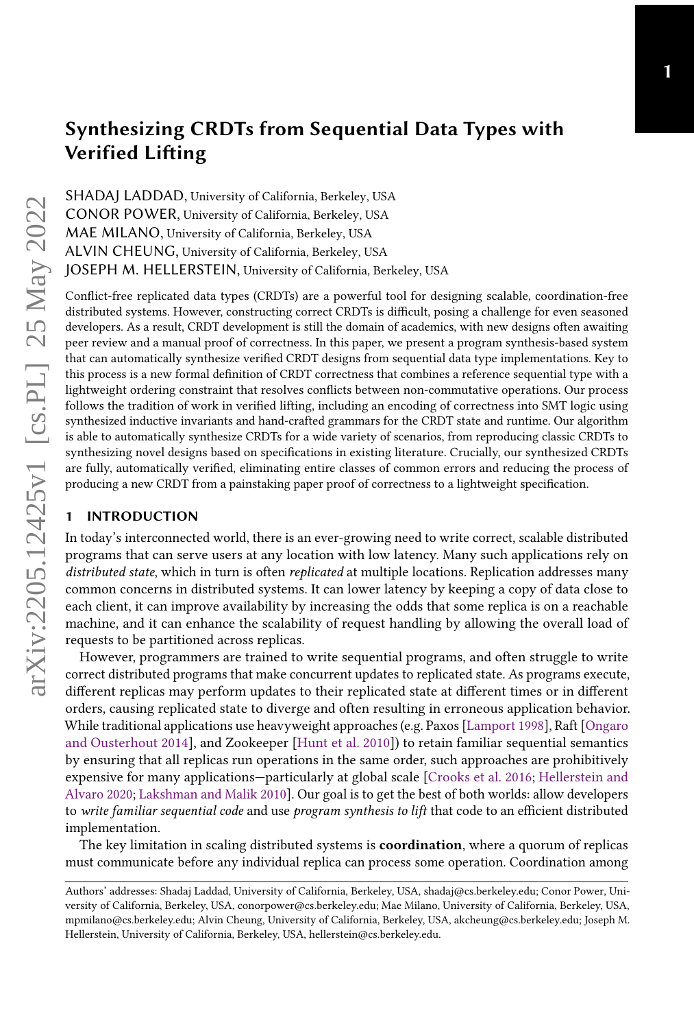# Synthesizing CRDTs from Sequential Data Types with Verified Lifting

SHADAJ LADDAD, University of California, Berkeley, USA
CONOR POWER, University of California, Berkeley, USA
MAE MILANO, University of California, Berkeley, USA
ALVIN CHEUNG, University of California, Berkeley, USA
JOSEPH M. HELLERSTEIN, University of California, Berkeley, USA

Conflict-free replicated data types (CRDTs) are a powerful tool for designing scalable, coordination-free distributed systems. However, constructing correct CRDTs is difficult, posing a challenge for even seasoned developers. As a result, CRDT development is still the domain of academics, with new designs often awaiting peer review and a manual proof of correctness. In this paper, we present a program synthesis-based system that can automatically synthesize verified CRDT designs from sequential data type implementations. Key to this process is a new formal definition of CRDT correctness that combines a reference sequential type with a lightweight ordering constraint that resolves conflicts between non-commutative operations. Our process follows the tradition of work in verified lifting, including an encoding of correctness into SMT logic using synthesized inductive invariants and hand-crafted grammars for the CRDT state and runtime. Our algorithm is able to automatically synthesize CRDTs for a wide variety of scenarios, from reproducing classic CRDTs to synthesizing novel designs based on specifications in existing literature. Crucially, our synthesized CRDTs are fully, automatically verified, eliminating entire classes of common errors and reducing the process of producing a new CRDT from a painstaking paper proof of correctness to a lightweight specification.

## 1 INTRODUCTION

In today's interconnected world, there is an ever-growing need to write correct, scalable distributed programs that can serve users at any location with low latency. Many such applications rely on *distributed state*, which in turn is often *replicated* at multiple locations. Replication addresses many common concerns in distributed systems. It can lower latency by keeping a copy of data close to each client, it can improve availability by increasing the odds that some replica is on a reachable machine, and it can enhance the scalability of request handling by allowing the overall load of requests to be partitioned across replicas.

However, programmers are trained to write sequential programs, and often struggle to write correct distributed programs that make concurrent updates to replicated state. As programs execute, different replicas may perform updates to their replicated state at different times or in different orders, causing replicated state to diverge and often resulting in erroneous application behavior. While traditional applications use heavyweight approaches (e.g. Paxos [Lamport 1998], Raft [Ongaro and Ousterhout 2014], and Zookeeper [Hunt et al. 2010]) to retain familiar sequential semantics by ensuring that all replicas run operations in the same order, such approaches are prohibitively expensive for many applications—particularly at global scale [Crooks et al. 2016; Hellerstein and Alvaro 2020; Lakshman and Malik 2010]. Our goal is to get the best of both worlds: allow developers to *write familiar sequential code* and use *program synthesis to lift* that code to an efficient distributed implementation.

The key limitation in scaling distributed systems is **coordination**, where a quorum of replicas must communicate before any individual replica can process some operation. Coordination among

---

Authors' addresses: Shadaj Laddad, University of California, Berkeley, USA, shadaj@cs.berkeley.edu; Conor Power, University of California, Berkeley, USA, conorpower@cs.berkeley.edu; Mae Milano, University of California, Berkeley, USA, mpmilano@cs.berkeley.edu; Alvin Cheung, University of California, Berkeley, USA, akcheung@cs.berkeley.edu; Joseph M. Hellerstein, University of California, Berkeley, USA, hellerstein@cs.berkeley.edu.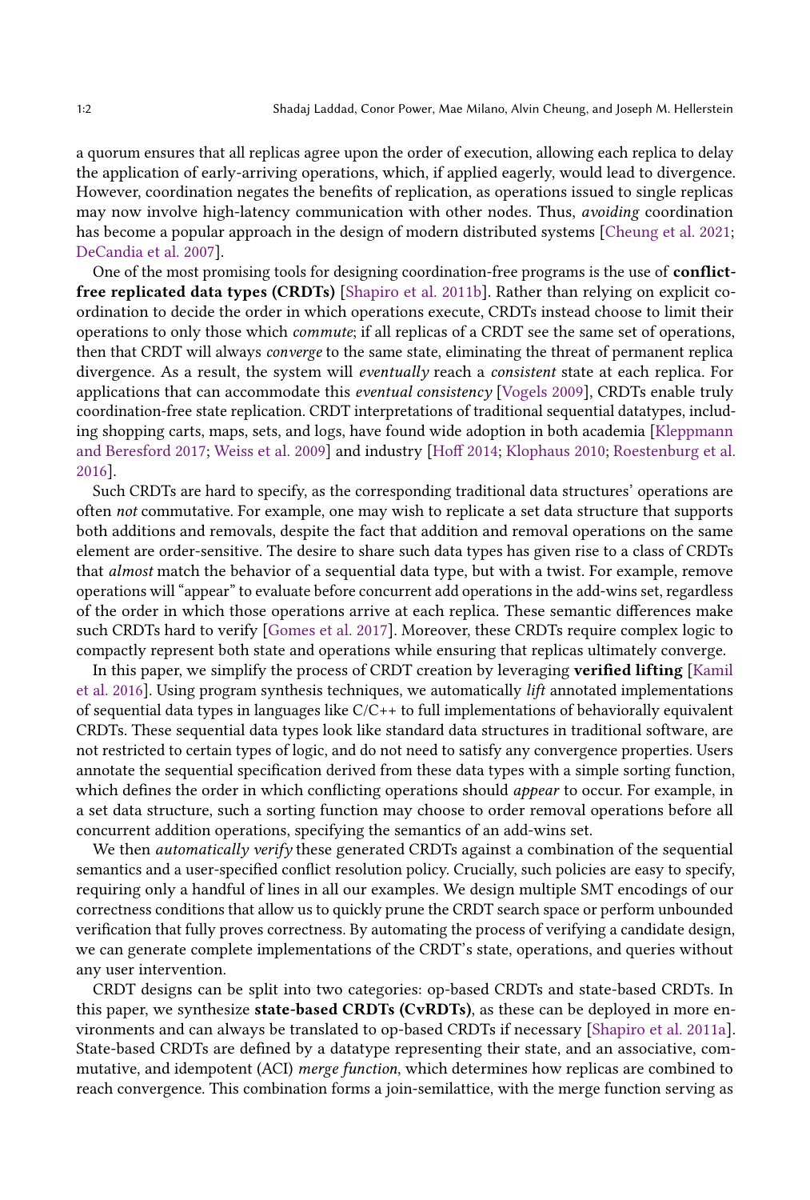a quorum ensures that all replicas agree upon the order of execution, allowing each replica to delay the application of early-arriving operations, which, if applied eagerly, would lead to divergence. However, coordination negates the benefits of replication, as operations issued to single replicas may now involve high-latency communication with other nodes. Thus, *avoiding* coordination has become a popular approach in the design of modern distributed systems [Cheung et al. 2021; DeCandia et al. 2007].

One of the most promising tools for designing coordination-free programs is the use of **conflict-free replicated data types (CRDTs)** [Shapiro et al. 2011b]. Rather than relying on explicit coordination to decide the order in which operations execute, CRDTs instead choose to limit their operations to only those which *commute*; if all replicas of a CRDT see the same set of operations, then that CRDT will always *converge* to the same state, eliminating the threat of permanent replica divergence. As a result, the system will *eventually* reach a *consistent* state at each replica. For applications that can accommodate this *eventual consistency* [Vogels 2009], CRDTs enable truly coordination-free state replication. CRDT interpretations of traditional sequential datatypes, including shopping carts, maps, sets, and logs, have found wide adoption in both academia [Kleppmann and Beresford 2017; Weiss et al. 2009] and industry [Hoff 2014; Klophaus 2010; Roestenburg et al. 2016].

Such CRDTs are hard to specify, as the corresponding traditional data structures' operations are often *not* commutative. For example, one may wish to replicate a set data structure that supports both additions and removals, despite the fact that addition and removal operations on the same element are order-sensitive. The desire to share such data types has given rise to a class of CRDTs that *almost* match the behavior of a sequential data type, but with a twist. For example, remove operations will "appear" to evaluate before concurrent add operations in the add-wins set, regardless of the order in which those operations arrive at each replica. These semantic differences make such CRDTs hard to verify [Gomes et al. 2017]. Moreover, these CRDTs require complex logic to compactly represent both state and operations while ensuring that replicas ultimately converge.

In this paper, we simplify the process of CRDT creation by leveraging **verified lifting** [Kamil et al. 2016]. Using program synthesis techniques, we automatically *lift* annotated implementations of sequential data types in languages like C/C++ to full implementations of behaviorally equivalent CRDTs. These sequential data types look like standard data structures in traditional software, are not restricted to certain types of logic, and do not need to satisfy any convergence properties. Users annotate the sequential specification derived from these data types with a simple sorting function, which defines the order in which conflicting operations should *appear* to occur. For example, in a set data structure, such a sorting function may choose to order removal operations before all concurrent addition operations, specifying the semantics of an add-wins set.

We then *automatically verify* these generated CRDTs against a combination of the sequential semantics and a user-specified conflict resolution policy. Crucially, such policies are easy to specify, requiring only a handful of lines in all our examples. We design multiple SMT encodings of our correctness conditions that allow us to quickly prune the CRDT search space or perform unbounded verification that fully proves correctness. By automating the process of verifying a candidate design, we can generate complete implementations of the CRDT's state, operations, and queries without any user intervention.

CRDT designs can be split into two categories: op-based CRDTs and state-based CRDTs. In this paper, we synthesize **state-based CRDTs (CvRDTs)**, as these can be deployed in more environments and can always be translated to op-based CRDTs if necessary [Shapiro et al. 2011a]. State-based CRDTs are defined by a datatype representing their state, and an associative, commutative, and idempotent (ACI) *merge function*, which determines how replicas are combined to reach convergence. This combination forms a join-semilattice, with the merge function serving as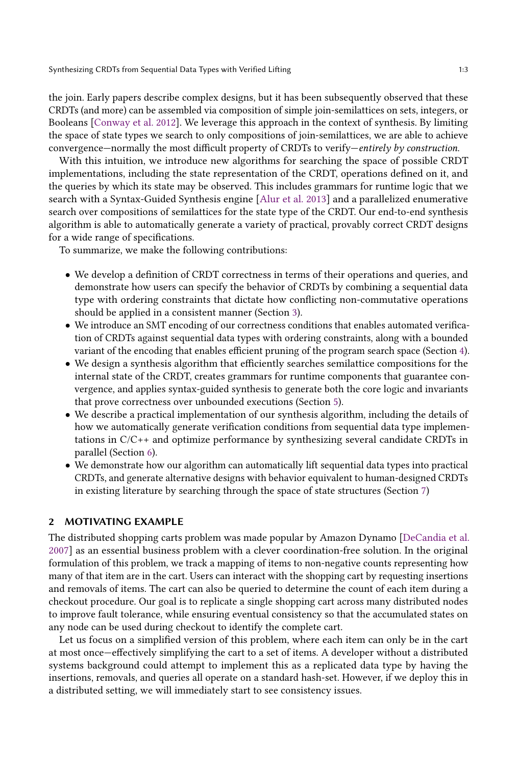the join. Early papers describe complex designs, but it has been subsequently observed that these CRDTs (and more) can be assembled via composition of simple join-semilattices on sets, integers, or Booleans [Conway et al. 2012]. We leverage this approach in the context of synthesis. By limiting the space of state types we search to only compositions of join-semilattices, we are able to achieve convergence—normally the most difficult property of CRDTs to verify—*entirely by construction*.

With this intuition, we introduce new algorithms for searching the space of possible CRDT implementations, including the state representation of the CRDT, operations defined on it, and the queries by which its state may be observed. This includes grammars for runtime logic that we search with a Syntax-Guided Synthesis engine [Alur et al. 2013] and a parallelized enumerative search over compositions of semilattices for the state type of the CRDT. Our end-to-end synthesis algorithm is able to automatically generate a variety of practical, provably correct CRDT designs for a wide range of specifications.

To summarize, we make the following contributions:

- We develop a definition of CRDT correctness in terms of their operations and queries, and demonstrate how users can specify the behavior of CRDTs by combining a sequential data type with ordering constraints that dictate how conflicting non-commutative operations should be applied in a consistent manner (Section 3).
- We introduce an SMT encoding of our correctness conditions that enables automated verification of CRDTs against sequential data types with ordering constraints, along with a bounded variant of the encoding that enables efficient pruning of the program search space (Section 4).
- We design a synthesis algorithm that efficiently searches semilattice compositions for the internal state of the CRDT, creates grammars for runtime components that guarantee convergence, and applies syntax-guided synthesis to generate both the core logic and invariants that prove correctness over unbounded executions (Section 5).
- We describe a practical implementation of our synthesis algorithm, including the details of how we automatically generate verification conditions from sequential data type implementations in C/C++ and optimize performance by synthesizing several candidate CRDTs in parallel (Section 6).
- We demonstrate how our algorithm can automatically lift sequential data types into practical CRDTs, and generate alternative designs with behavior equivalent to human-designed CRDTs in existing literature by searching through the space of state structures (Section 7)

## 2 MOTIVATING EXAMPLE

The distributed shopping carts problem was made popular by Amazon Dynamo [DeCandia et al. 2007] as an essential business problem with a clever coordination-free solution. In the original formulation of this problem, we track a mapping of items to non-negative counts representing how many of that item are in the cart. Users can interact with the shopping cart by requesting insertions and removals of items. The cart can also be queried to determine the count of each item during a checkout procedure. Our goal is to replicate a single shopping cart across many distributed nodes to improve fault tolerance, while ensuring eventual consistency so that the accumulated states on any node can be used during checkout to identify the complete cart.

Let us focus on a simplified version of this problem, where each item can only be in the cart at most once—effectively simplifying the cart to a set of items. A developer without a distributed systems background could attempt to implement this as a replicated data type by having the insertions, removals, and queries all operate on a standard hash-set. However, if we deploy this in a distributed setting, we will immediately start to see consistency issues.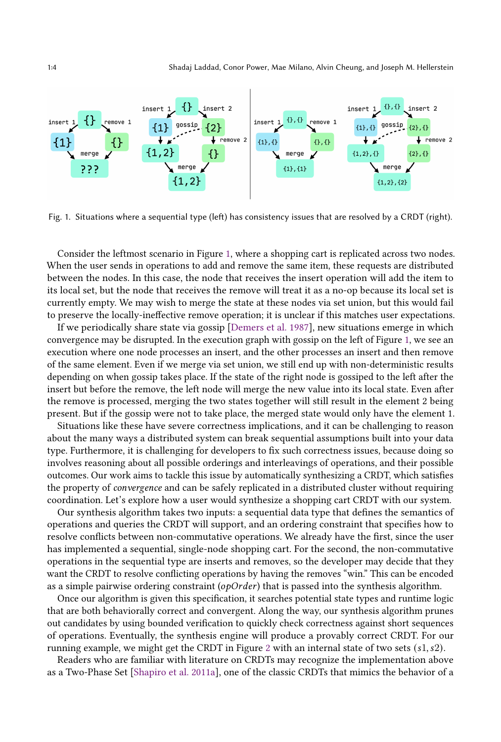Fig. 1. Situations where a sequential type (left) has consistency issues that are resolved by a CRDT (right).

Consider the leftmost scenario in Figure 1, where a shopping cart is replicated across two nodes. When the user sends in operations to add and remove the same item, these requests are distributed between the nodes. In this case, the node that receives the insert operation will add the item to its local set, but the node that receives the remove will treat it as a no-op because its local set is currently empty. We may wish to merge the state at these nodes via set union, but this would fail to preserve the locally-ineffective remove operation; it is unclear if this matches user expectations.

If we periodically share state via gossip [Demers et al. 1987], new situations emerge in which convergence may be disrupted. In the execution graph with gossip on the left of Figure 1, we see an execution where one node processes an insert, and the other processes an insert and then remove of the same element. Even if we merge via set union, we still end up with non-deterministic results depending on when gossip takes place. If the state of the right node is gossiped to the left after the insert but before the remove, the left node will merge the new value into its local state. Even after the remove is processed, merging the two states together will still result in the element 2 being present. But if the gossip were not to take place, the merged state would only have the element 1.

Situations like these have severe correctness implications, and it can be challenging to reason about the many ways a distributed system can break sequential assumptions built into your data type. Furthermore, it is challenging for developers to fix such correctness issues, because doing so involves reasoning about all possible orderings and interleavings of operations, and their possible outcomes. Our work aims to tackle this issue by automatically synthesizing a CRDT, which satisfies the property of *convergence* and can be safely replicated in a distributed cluster without requiring coordination. Let's explore how a user would synthesize a shopping cart CRDT with our system.

Our synthesis algorithm takes two inputs: a sequential data type that defines the semantics of operations and queries the CRDT will support, and an ordering constraint that specifies how to resolve conflicts between non-commutative operations. We already have the first, since the user has implemented a sequential, single-node shopping cart. For the second, the non-commutative operations in the sequential type are inserts and removes, so the developer may decide that they want the CRDT to resolve conflicting operations by having the removes "win." This can be encoded as a simple pairwise ordering constraint (*opOrder*) that is passed into the synthesis algorithm.

Once our algorithm is given this specification, it searches potential state types and runtime logic that are both behaviorally correct and convergent. Along the way, our synthesis algorithm prunes out candidates by using bounded verification to quickly check correctness against short sequences of operations. Eventually, the synthesis engine will produce a provably correct CRDT. For our running example, we might get the CRDT in Figure 2 with an internal state of two sets $(s1, s2)$.

Readers who are familiar with literature on CRDTs may recognize the implementation above as a Two-Phase Set [Shapiro et al. 2011a], one of the classic CRDTs that mimics the behavior of a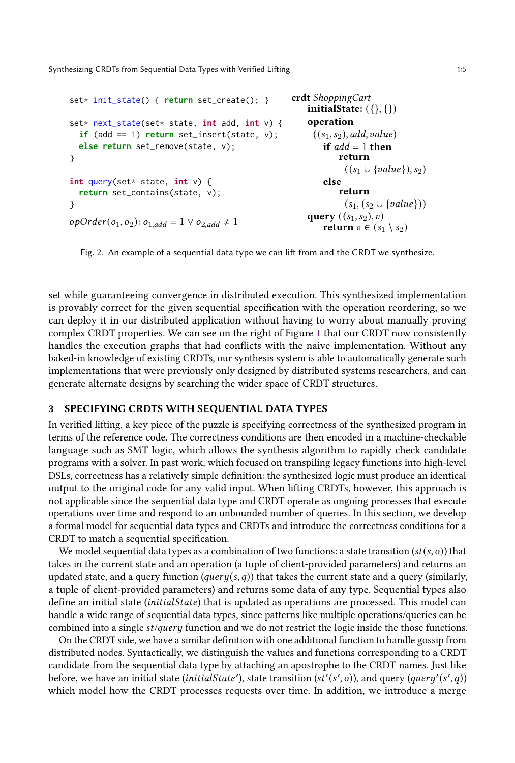```
set* init_state() { return set_create(); }

set* next_state(set* state, int add, int v) {
  if (add == 1) return set_insert(state, v);
  else return set_remove(state, v);
}

int query(set* state, int v) {
  return set_contains(state, v);
}
```

$opOrder(o_1, o_2)$: $o_{1,add} = 1 \vee o_{2,add} \neq 1$

**crdt** *ShoppingCart*
  **initialState:** $(\{\}, \{\})$
  **operation**
   $((s_1, s_2), add, value)$
    **if** $add = 1$ **then**
     **return**
      $((s_1 \cup \{value\}), s_2)$
    **else**
     **return**
      $(s_1, (s_2 \cup \{value\}))$
  **query** $((s_1, s_2), v)$
    **return** $v \in (s_1 \setminus s_2)$

Fig. 2. An example of a sequential data type we can lift from and the CRDT we synthesize.

set while guaranteeing convergence in distributed execution. This synthesized implementation is provably correct for the given sequential specification with the operation reordering, so we can deploy it in our distributed application without having to worry about manually proving complex CRDT properties. We can see on the right of Figure 1 that our CRDT now consistently handles the execution graphs that had conflicts with the naive implementation. Without any baked-in knowledge of existing CRDTs, our synthesis system is able to automatically generate such implementations that were previously only designed by distributed systems researchers, and can generate alternate designs by searching the wider space of CRDT structures.

## 3 SPECIFYING CRDTS WITH SEQUENTIAL DATA TYPES

In verified lifting, a key piece of the puzzle is specifying correctness of the synthesized program in terms of the reference code. The correctness conditions are then encoded in a machine-checkable language such as SMT logic, which allows the synthesis algorithm to rapidly check candidate programs with a solver. In past work, which focused on transpiling legacy functions into high-level DSLs, correctness has a relatively simple definition: the synthesized logic must produce an identical output to the original code for any valid input. When lifting CRDTs, however, this approach is not applicable since the sequential data type and CRDT operate as ongoing processes that execute operations over time and respond to an unbounded number of queries. In this section, we develop a formal model for sequential data types and CRDTs and introduce the correctness conditions for a CRDT to match a sequential specification.

We model sequential data types as a combination of two functions: a state transition ($st(s, o)$) that takes in the current state and an operation (a tuple of client-provided parameters) and returns an updated state, and a query function ($query(s, q)$) that takes the current state and a query (similarly, a tuple of client-provided parameters) and returns some data of any type. Sequential types also define an initial state ($initialState$) that is updated as operations are processed. This model can handle a wide range of sequential data types, since patterns like multiple operations/queries can be combined into a single $st$/$query$ function and we do not restrict the logic inside the those functions.

On the CRDT side, we have a similar definition with one additional function to handle gossip from distributed nodes. Syntactically, we distinguish the values and functions corresponding to a CRDT candidate from the sequential data type by attaching an apostrophe to the CRDT names. Just like before, we have an initial state ($initialState'$), state transition ($st'(s', o)$), and query ($query'(s', q)$) which model how the CRDT processes requests over time. In addition, we introduce a merge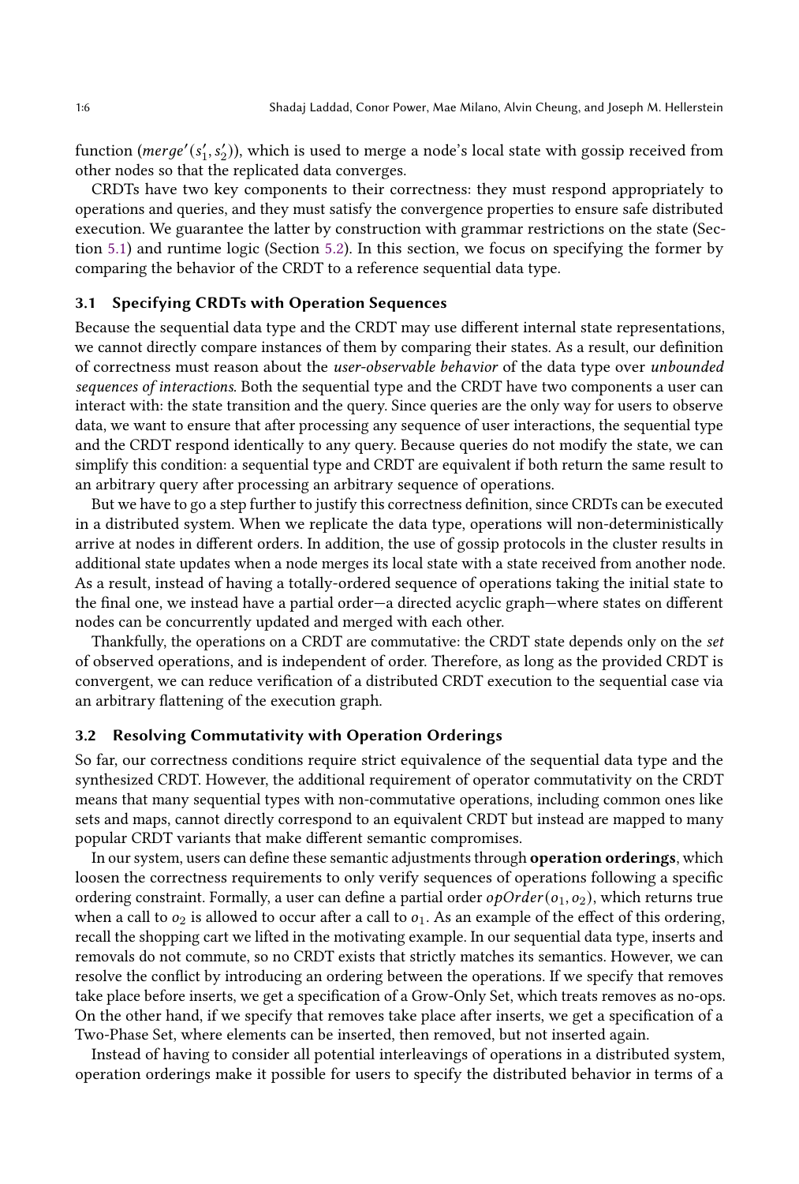function ($merge'(s'_1, s'_2)$), which is used to merge a node's local state with gossip received from other nodes so that the replicated data converges.

CRDTs have two key components to their correctness: they must respond appropriately to operations and queries, and they must satisfy the convergence properties to ensure safe distributed execution. We guarantee the latter by construction with grammar restrictions on the state (Section 5.1) and runtime logic (Section 5.2). In this section, we focus on specifying the former by comparing the behavior of the CRDT to a reference sequential data type.

### 3.1 Specifying CRDTs with Operation Sequences

Because the sequential data type and the CRDT may use different internal state representations, we cannot directly compare instances of them by comparing their states. As a result, our definition of correctness must reason about the *user-observable behavior* of the data type over *unbounded sequences of interactions*. Both the sequential type and the CRDT have two components a user can interact with: the state transition and the query. Since queries are the only way for users to observe data, we want to ensure that after processing any sequence of user interactions, the sequential type and the CRDT respond identically to any query. Because queries do not modify the state, we can simplify this condition: a sequential type and CRDT are equivalent if both return the same result to an arbitrary query after processing an arbitrary sequence of operations.

But we have to go a step further to justify this correctness definition, since CRDTs can be executed in a distributed system. When we replicate the data type, operations will non-deterministically arrive at nodes in different orders. In addition, the use of gossip protocols in the cluster results in additional state updates when a node merges its local state with a state received from another node. As a result, instead of having a totally-ordered sequence of operations taking the initial state to the final one, we instead have a partial order—a directed acyclic graph—where states on different nodes can be concurrently updated and merged with each other.

Thankfully, the operations on a CRDT are commutative: the CRDT state depends only on the *set* of observed operations, and is independent of order. Therefore, as long as the provided CRDT is convergent, we can reduce verification of a distributed CRDT execution to the sequential case via an arbitrary flattening of the execution graph.

### 3.2 Resolving Commutativity with Operation Orderings

So far, our correctness conditions require strict equivalence of the sequential data type and the synthesized CRDT. However, the additional requirement of operator commutativity on the CRDT means that many sequential types with non-commutative operations, including common ones like sets and maps, cannot directly correspond to an equivalent CRDT but instead are mapped to many popular CRDT variants that make different semantic compromises.

In our system, users can define these semantic adjustments through **operation orderings**, which loosen the correctness requirements to only verify sequences of operations following a specific ordering constraint. Formally, a user can define a partial order $opOrder(o_1, o_2)$, which returns true when a call to $o_2$ is allowed to occur after a call to $o_1$. As an example of the effect of this ordering, recall the shopping cart we lifted in the motivating example. In our sequential data type, inserts and removals do not commute, so no CRDT exists that strictly matches its semantics. However, we can resolve the conflict by introducing an ordering between the operations. If we specify that removes take place before inserts, we get a specification of a Grow-Only Set, which treats removes as no-ops. On the other hand, if we specify that removes take place after inserts, we get a specification of a Two-Phase Set, where elements can be inserted, then removed, but not inserted again.

Instead of having to consider all potential interleavings of operations in a distributed system, operation orderings make it possible for users to specify the distributed behavior in terms of a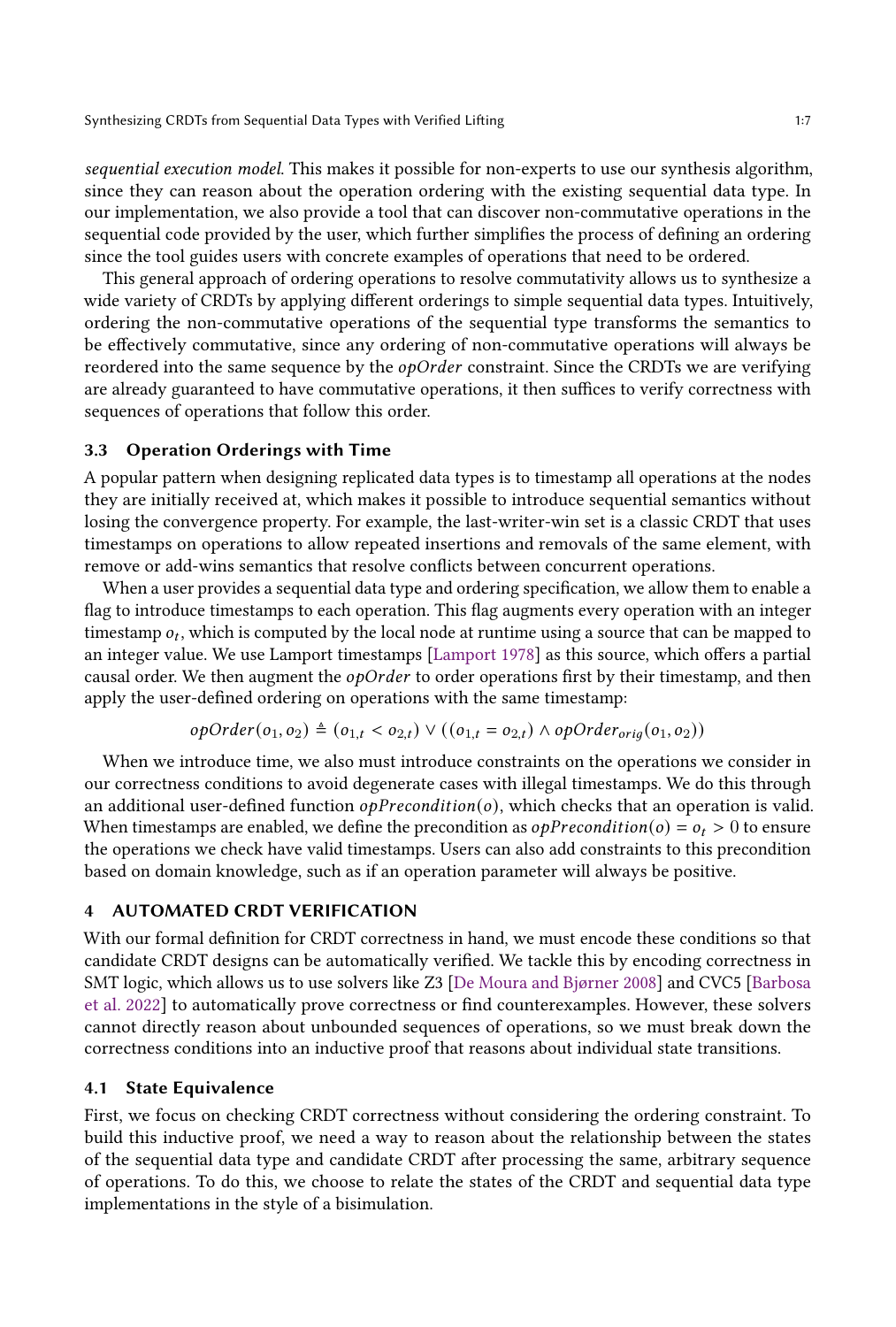*sequential execution model*. This makes it possible for non-experts to use our synthesis algorithm, since they can reason about the operation ordering with the existing sequential data type. In our implementation, we also provide a tool that can discover non-commutative operations in the sequential code provided by the user, which further simplifies the process of defining an ordering since the tool guides users with concrete examples of operations that need to be ordered.

This general approach of ordering operations to resolve commutativity allows us to synthesize a wide variety of CRDTs by applying different orderings to simple sequential data types. Intuitively, ordering the non-commutative operations of the sequential type transforms the semantics to be effectively commutative, since any ordering of non-commutative operations will always be reordered into the same sequence by the $opOrder$ constraint. Since the CRDTs we are verifying are already guaranteed to have commutative operations, it then suffices to verify correctness with sequences of operations that follow this order.

### 3.3 Operation Orderings with Time

A popular pattern when designing replicated data types is to timestamp all operations at the nodes they are initially received at, which makes it possible to introduce sequential semantics without losing the convergence property. For example, the last-writer-win set is a classic CRDT that uses timestamps on operations to allow repeated insertions and removals of the same element, with remove or add-wins semantics that resolve conflicts between concurrent operations.

When a user provides a sequential data type and ordering specification, we allow them to enable a flag to introduce timestamps to each operation. This flag augments every operation with an integer timestamp $o_t$, which is computed by the local node at runtime using a source that can be mapped to an integer value. We use Lamport timestamps [Lamport 1978] as this source, which offers a partial causal order. We then augment the $opOrder$ to order operations first by their timestamp, and then apply the user-defined ordering on operations with the same timestamp:

$$opOrder(o_1, o_2) \triangleq (o_{1,t} < o_{2,t}) \vee ((o_{1,t} = o_{2,t}) \wedge opOrder_{orig}(o_1, o_2))$$

When we introduce time, we also must introduce constraints on the operations we consider in our correctness conditions to avoid degenerate cases with illegal timestamps. We do this through an additional user-defined function $opPrecondition(o)$, which checks that an operation is valid. When timestamps are enabled, we define the precondition as $opPrecondition(o) = o_t > 0$ to ensure the operations we check have valid timestamps. Users can also add constraints to this precondition based on domain knowledge, such as if an operation parameter will always be positive.

## 4 AUTOMATED CRDT VERIFICATION

With our formal definition for CRDT correctness in hand, we must encode these conditions so that candidate CRDT designs can be automatically verified. We tackle this by encoding correctness in SMT logic, which allows us to use solvers like Z3 [De Moura and Bjørner 2008] and CVC5 [Barbosa et al. 2022] to automatically prove correctness or find counterexamples. However, these solvers cannot directly reason about unbounded sequences of operations, so we must break down the correctness conditions into an inductive proof that reasons about individual state transitions.

### 4.1 State Equivalence

First, we focus on checking CRDT correctness without considering the ordering constraint. To build this inductive proof, we need a way to reason about the relationship between the states of the sequential data type and candidate CRDT after processing the same, arbitrary sequence of operations. To do this, we choose to relate the states of the CRDT and sequential data type implementations in the style of a bisimulation.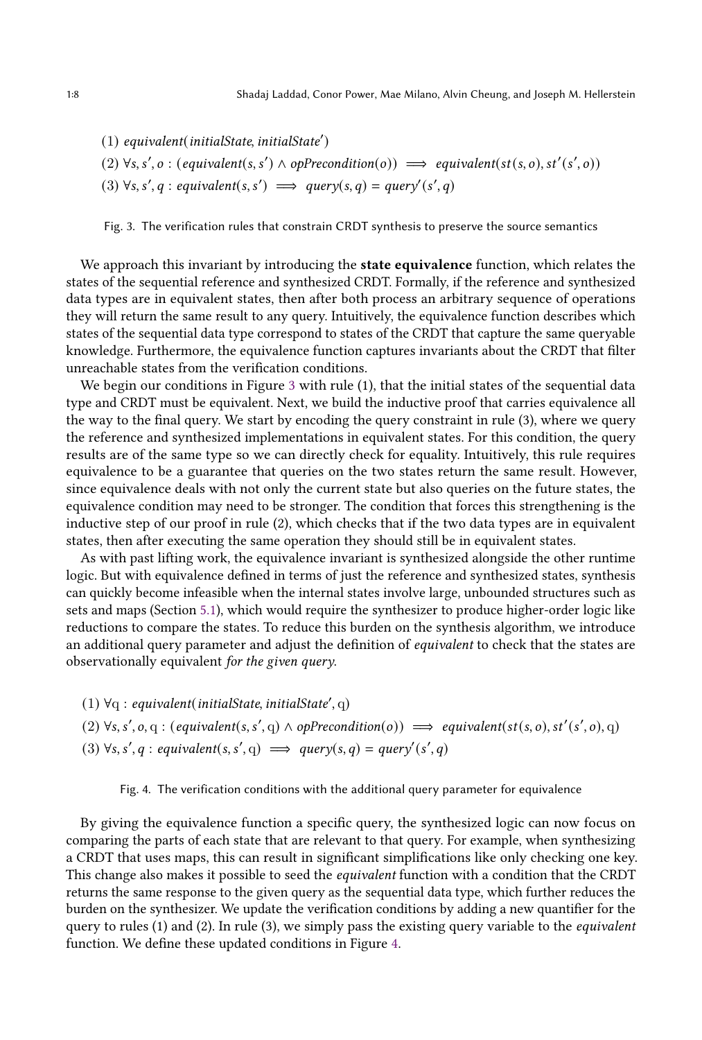(1) $\mathit{equivalent}(\mathit{initialState}, \mathit{initialState}')$

(2) $\forall s, s', o : (\mathit{equivalent}(s, s') \land \mathit{opPrecondition}(o)) \implies \mathit{equivalent}(st(s, o), st'(s', o))$

(3) $\forall s, s', q : \mathit{equivalent}(s, s') \implies \mathit{query}(s, q) = \mathit{query}'(s', q)$

Fig. 3. The verification rules that constrain CRDT synthesis to preserve the source semantics

We approach this invariant by introducing the **state equivalence** function, which relates the states of the sequential reference and synthesized CRDT. Formally, if the reference and synthesized data types are in equivalent states, then after both process an arbitrary sequence of operations they will return the same result to any query. Intuitively, the equivalence function describes which states of the sequential data type correspond to states of the CRDT that capture the same queryable knowledge. Furthermore, the equivalence function captures invariants about the CRDT that filter unreachable states from the verification conditions.

We begin our conditions in Figure 3 with rule (1), that the initial states of the sequential data type and CRDT must be equivalent. Next, we build the inductive proof that carries equivalence all the way to the final query. We start by encoding the query constraint in rule (3), where we query the reference and synthesized implementations in equivalent states. For this condition, the query results are of the same type so we can directly check for equality. Intuitively, this rule requires equivalence to be a guarantee that queries on the two states return the same result. However, since equivalence deals with not only the current state but also queries on the future states, the equivalence condition may need to be stronger. The condition that forces this strengthening is the inductive step of our proof in rule (2), which checks that if the two data types are in equivalent states, then after executing the same operation they should still be in equivalent states.

As with past lifting work, the equivalence invariant is synthesized alongside the other runtime logic. But with equivalence defined in terms of just the reference and synthesized states, synthesis can quickly become infeasible when the internal states involve large, unbounded structures such as sets and maps (Section 5.1), which would require the synthesizer to produce higher-order logic like reductions to compare the states. To reduce this burden on the synthesis algorithm, we introduce an additional query parameter and adjust the definition of *equivalent* to check that the states are observationally equivalent *for the given query*.

(1) $\forall \mathrm{q} : \mathit{equivalent}(\mathit{initialState}, \mathit{initialState}', \mathrm{q})$

(2) $\forall s, s', o, \mathrm{q} : (\mathit{equivalent}(s, s', \mathrm{q}) \land \mathit{opPrecondition}(o)) \implies \mathit{equivalent}(st(s, o), st'(s', o), \mathrm{q})$

(3) $\forall s, s', q : \mathit{equivalent}(s, s', \mathrm{q}) \implies \mathit{query}(s, q) = \mathit{query}'(s', q)$

Fig. 4. The verification conditions with the additional query parameter for equivalence

By giving the equivalence function a specific query, the synthesized logic can now focus on comparing the parts of each state that are relevant to that query. For example, when synthesizing a CRDT that uses maps, this can result in significant simplifications like only checking one key. This change also makes it possible to seed the *equivalent* function with a condition that the CRDT returns the same response to the given query as the sequential data type, which further reduces the burden on the synthesizer. We update the verification conditions by adding a new quantifier for the query to rules (1) and (2). In rule (3), we simply pass the existing query variable to the *equivalent* function. We define these updated conditions in Figure 4.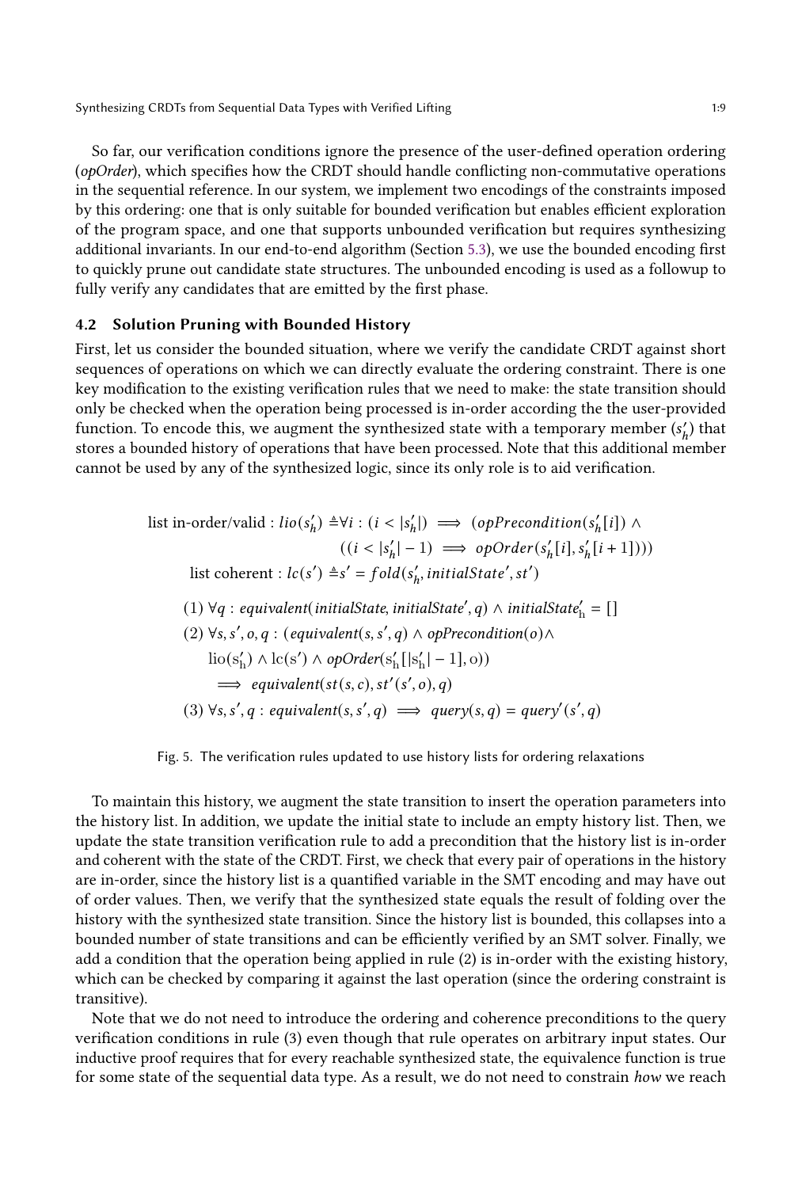So far, our verification conditions ignore the presence of the user-defined operation ordering (*opOrder*), which specifies how the CRDT should handle conflicting non-commutative operations in the sequential reference. In our system, we implement two encodings of the constraints imposed by this ordering: one that is only suitable for bounded verification but enables efficient exploration of the program space, and one that supports unbounded verification but requires synthesizing additional invariants. In our end-to-end algorithm (Section 5.3), we use the bounded encoding first to quickly prune out candidate state structures. The unbounded encoding is used as a followup to fully verify any candidates that are emitted by the first phase.

## 4.2 Solution Pruning with Bounded History

First, let us consider the bounded situation, where we verify the candidate CRDT against short sequences of operations on which we can directly evaluate the ordering constraint. There is one key modification to the existing verification rules that we need to make: the state transition should only be checked when the operation being processed is in-order according the the user-provided function. To encode this, we augment the synthesized state with a temporary member ($s'_h$) that stores a bounded history of operations that have been processed. Note that this additional member cannot be used by any of the synthesized logic, since its only role is to aid verification.

$$
\begin{aligned}
\text{list in-order/valid} : lio(s'_h) &\triangleq \forall i : (i < |s'_h|) \implies (opPrecondition(s'_h[i]) \land \\
&\qquad ((i < |s'_h| - 1) \implies opOrder(s'_h[i], s'_h[i+1]))) \\
\text{list coherent} : lc(s') &\triangleq s' = fold(s'_h, initialState', st')
\end{aligned}
$$

$$
\begin{aligned}
&(1)\ \forall q : equivalent(initialState, initialState', q) \land initialState'_{\mathrm{h}} = [] \\
&(2)\ \forall s, s', o, q : (equivalent(s, s', q) \land opPrecondition(o) \land \\
&\qquad \mathrm{lio}(\mathrm{s'_h}) \land \mathrm{lc}(\mathrm{s'}) \land opOrder(\mathrm{s'_h}[|\mathrm{s'_h}| - 1], \mathrm{o})) \\
&\qquad \implies equivalent(st(s, c), st'(s', o), q) \\
&(3)\ \forall s, s', q : equivalent(s, s', q) \implies query(s, q) = query'(s', q)
\end{aligned}
$$

Fig. 5. The verification rules updated to use history lists for ordering relaxations

To maintain this history, we augment the state transition to insert the operation parameters into the history list. In addition, we update the initial state to include an empty history list. Then, we update the state transition verification rule to add a precondition that the history list is in-order and coherent with the state of the CRDT. First, we check that every pair of operations in the history are in-order, since the history list is a quantified variable in the SMT encoding and may have out of order values. Then, we verify that the synthesized state equals the result of folding over the history with the synthesized state transition. Since the history list is bounded, this collapses into a bounded number of state transitions and can be efficiently verified by an SMT solver. Finally, we add a condition that the operation being applied in rule (2) is in-order with the existing history, which can be checked by comparing it against the last operation (since the ordering constraint is transitive).

Note that we do not need to introduce the ordering and coherence preconditions to the query verification conditions in rule (3) even though that rule operates on arbitrary input states. Our inductive proof requires that for every reachable synthesized state, the equivalence function is true for some state of the sequential data type. As a result, we do not need to constrain *how* we reach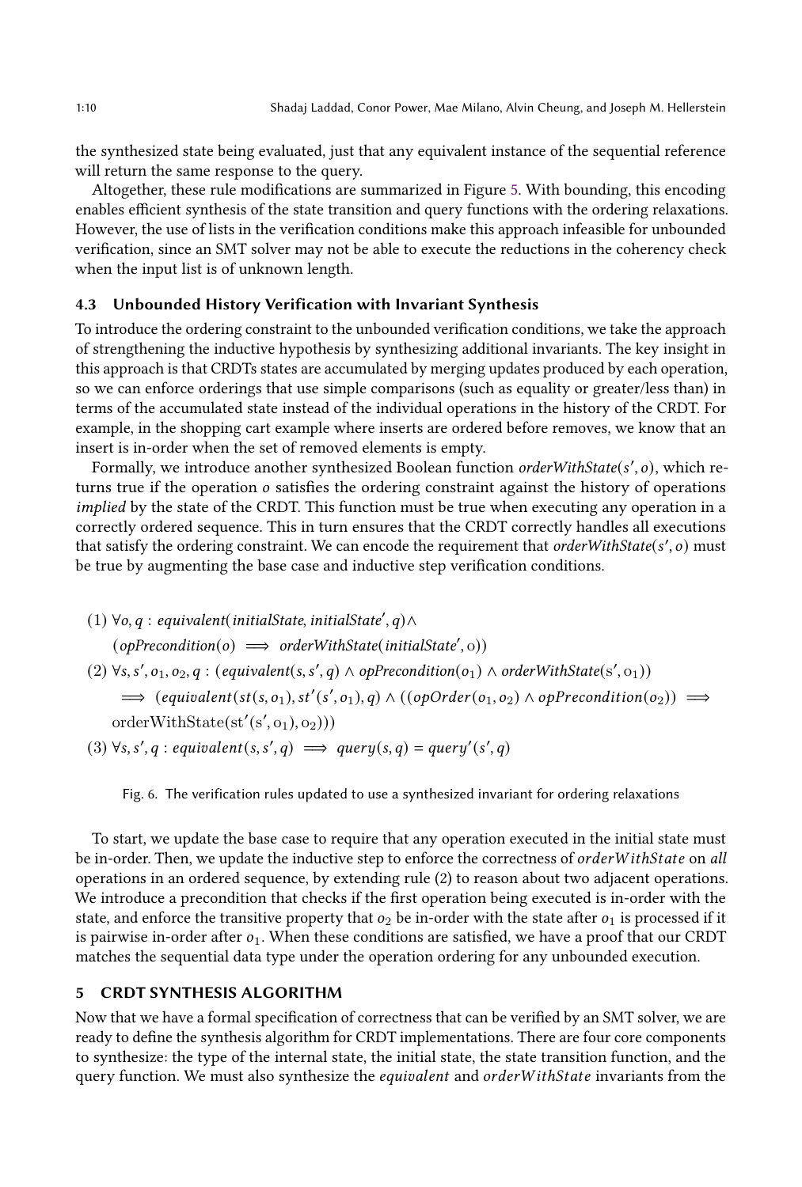the synthesized state being evaluated, just that any equivalent instance of the sequential reference will return the same response to the query.

Altogether, these rule modifications are summarized in Figure 5. With bounding, this encoding enables efficient synthesis of the state transition and query functions with the ordering relaxations. However, the use of lists in the verification conditions make this approach infeasible for unbounded verification, since an SMT solver may not be able to execute the reductions in the coherency check when the input list is of unknown length.

### 4.3 Unbounded History Verification with Invariant Synthesis

To introduce the ordering constraint to the unbounded verification conditions, we take the approach of strengthening the inductive hypothesis by synthesizing additional invariants. The key insight in this approach is that CRDTs states are accumulated by merging updates produced by each operation, so we can enforce orderings that use simple comparisons (such as equality or greater/less than) in terms of the accumulated state instead of the individual operations in the history of the CRDT. For example, in the shopping cart example where inserts are ordered before removes, we know that an insert is in-order when the set of removed elements is empty.

Formally, we introduce another synthesized Boolean function $orderWithState(s', o)$, which returns true if the operation $o$ satisfies the ordering constraint against the history of operations *implied* by the state of the CRDT. This function must be true when executing any operation in a correctly ordered sequence. This in turn ensures that the CRDT correctly handles all executions that satisfy the ordering constraint. We can encode the requirement that $orderWithState(s', o)$ must be true by augmenting the base case and inductive step verification conditions.

(1) $\forall o, q : equivalent(initialState, initialState', q) \wedge$
$(opPrecondition(o) \implies orderWithState(initialState', o))$

(2) $\forall s, s', o_1, o_2, q : (equivalent(s, s', q) \wedge opPrecondition(o_1) \wedge orderWithState(s', o_1))$
$\implies (equivalent(st(s, o_1), st'(s', o_1), q) \wedge ((opOrder(o_1, o_2) \wedge opPrecondition(o_2)) \implies$
$\text{orderWithState}(\text{st}'(\text{s}', \text{o}_1), \text{o}_2)))$

(3) $\forall s, s', q : equivalent(s, s', q) \implies query(s, q) = query'(s', q)$

Fig. 6. The verification rules updated to use a synthesized invariant for ordering relaxations

To start, we update the base case to require that any operation executed in the initial state must be in-order. Then, we update the inductive step to enforce the correctness of $orderWithState$ on *all* operations in an ordered sequence, by extending rule (2) to reason about two adjacent operations. We introduce a precondition that checks if the first operation being executed is in-order with the state, and enforce the transitive property that $o_2$ be in-order with the state after $o_1$ is processed if it is pairwise in-order after $o_1$. When these conditions are satisfied, we have a proof that our CRDT matches the sequential data type under the operation ordering for any unbounded execution.

## 5 CRDT SYNTHESIS ALGORITHM

Now that we have a formal specification of correctness that can be verified by an SMT solver, we are ready to define the synthesis algorithm for CRDT implementations. There are four core components to synthesize: the type of the internal state, the initial state, the state transition function, and the query function. We must also synthesize the $equivalent$ and $orderWithState$ invariants from the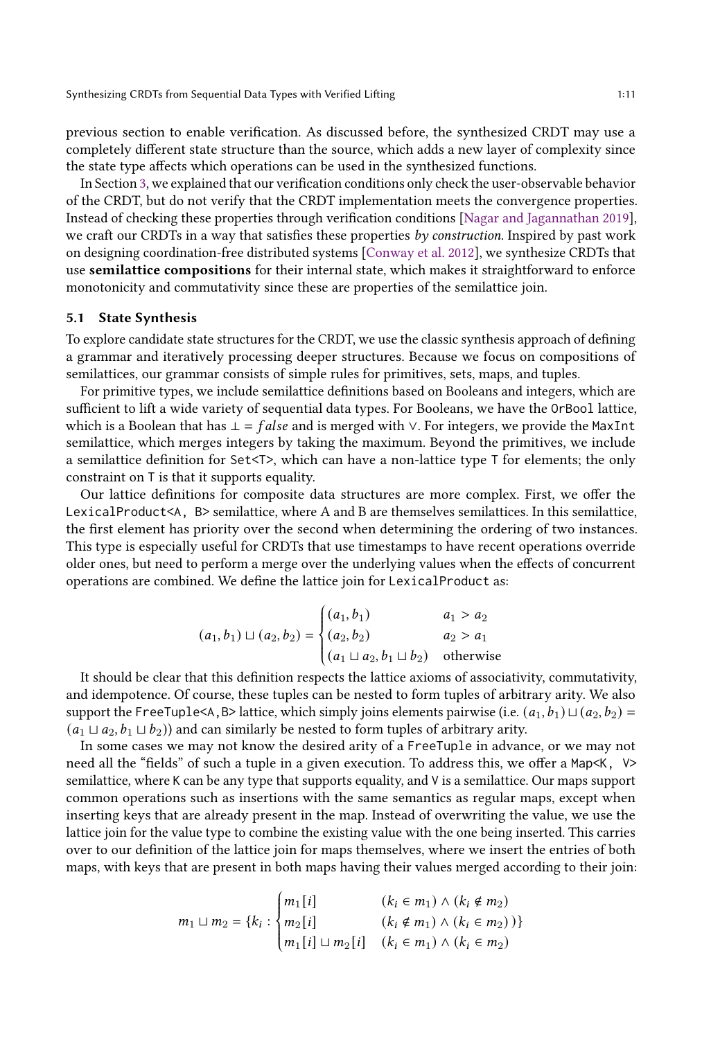previous section to enable verification. As discussed before, the synthesized CRDT may use a completely different state structure than the source, which adds a new layer of complexity since the state type affects which operations can be used in the synthesized functions.

In Section 3, we explained that our verification conditions only check the user-observable behavior of the CRDT, but do not verify that the CRDT implementation meets the convergence properties. Instead of checking these properties through verification conditions [Nagar and Jagannathan 2019], we craft our CRDTs in a way that satisfies these properties *by construction*. Inspired by past work on designing coordination-free distributed systems [Conway et al. 2012], we synthesize CRDTs that use **semilattice compositions** for their internal state, which makes it straightforward to enforce monotonicity and commutativity since these are properties of the semilattice join.

### 5.1 State Synthesis

To explore candidate state structures for the CRDT, we use the classic synthesis approach of defining a grammar and iteratively processing deeper structures. Because we focus on compositions of semilattices, our grammar consists of simple rules for primitives, sets, maps, and tuples.

For primitive types, we include semilattice definitions based on Booleans and integers, which are sufficient to lift a wide variety of sequential data types. For Booleans, we have the `OrBool` lattice, which is a Boolean that has $\bot = false$ and is merged with $\lor$. For integers, we provide the `MaxInt` semilattice, which merges integers by taking the maximum. Beyond the primitives, we include a semilattice definition for `Set<T>`, which can have a non-lattice type `T` for elements; the only constraint on `T` is that it supports equality.

Our lattice definitions for composite data structures are more complex. First, we offer the `LexicalProduct<A, B>` semilattice, where A and B are themselves semilattices. In this semilattice, the first element has priority over the second when determining the ordering of two instances. This type is especially useful for CRDTs that use timestamps to have recent operations override older ones, but need to perform a merge over the underlying values when the effects of concurrent operations are combined. We define the lattice join for `LexicalProduct` as:

$$(a_1, b_1) \sqcup (a_2, b_2) = \begin{cases} (a_1, b_1) & a_1 > a_2 \\ (a_2, b_2) & a_2 > a_1 \\ (a_1 \sqcup a_2, b_1 \sqcup b_2) & \text{otherwise} \end{cases}$$

It should be clear that this definition respects the lattice axioms of associativity, commutativity, and idempotence. Of course, these tuples can be nested to form tuples of arbitrary arity. We also support the `FreeTuple<A,B>` lattice, which simply joins elements pairwise (i.e. $(a_1, b_1) \sqcup (a_2, b_2) = (a_1 \sqcup a_2, b_1 \sqcup b_2)$) and can similarly be nested to form tuples of arbitrary arity.

In some cases we may not know the desired arity of a `FreeTuple` in advance, or we may not need all the "fields" of such a tuple in a given execution. To address this, we offer a `Map<K, V>` semilattice, where `K` can be any type that supports equality, and `V` is a semilattice. Our maps support common operations such as insertions with the same semantics as regular maps, except when inserting keys that are already present in the map. Instead of overwriting the value, we use the lattice join for the value type to combine the existing value with the one being inserted. This carries over to our definition of the lattice join for maps themselves, where we insert the entries of both maps, with keys that are present in both maps having their values merged according to their join:

$$m_1 \sqcup m_2 = \{k_i : \begin{cases} m_1[i] & (k_i \in m_1) \land (k_i \notin m_2) \\ m_2[i] & (k_i \notin m_1) \land (k_i \in m_2)\,)\} \\ m_1[i] \sqcup m_2[i] & (k_i \in m_1) \land (k_i \in m_2) \end{cases}$$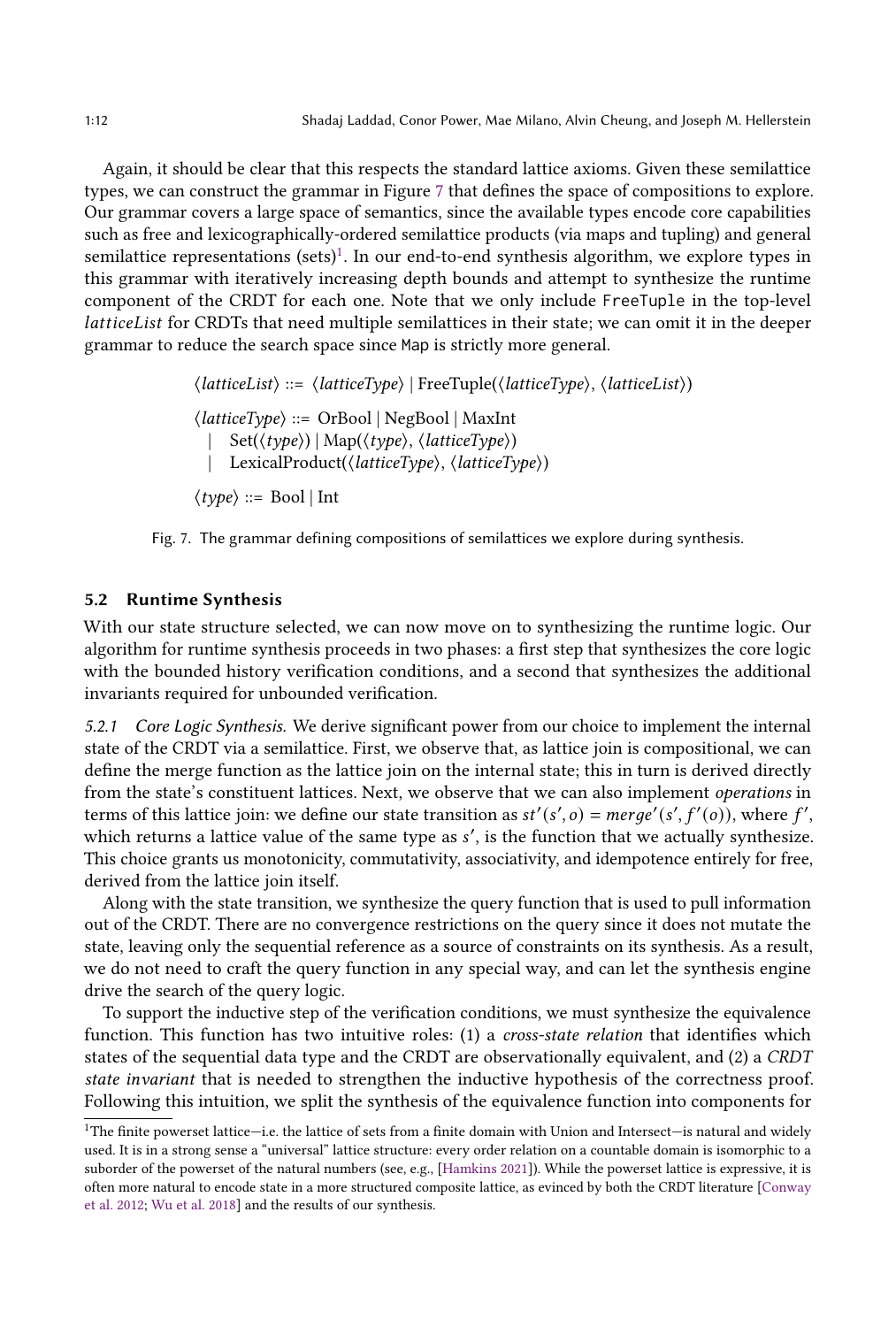Again, it should be clear that this respects the standard lattice axioms. Given these semilattice types, we can construct the grammar in Figure 7 that defines the space of compositions to explore. Our grammar covers a large space of semantics, since the available types encode core capabilities such as free and lexicographically-ordered semilattice products (via maps and tupling) and general semilattice representations (sets)[1]. In our end-to-end synthesis algorithm, we explore types in this grammar with iteratively increasing depth bounds and attempt to synthesize the runtime component of the CRDT for each one. Note that we only include `FreeTuple` in the top-level *latticeList* for CRDTs that need multiple semilattices in their state; we can omit it in the deeper grammar to reduce the search space since `Map` is strictly more general.

$$
\begin{aligned}
\langle \textit{latticeList} \rangle &::= \langle \textit{latticeType} \rangle \mid \text{FreeTuple}(\langle \textit{latticeType} \rangle, \langle \textit{latticeList} \rangle) \\
\langle \textit{latticeType} \rangle &::= \text{OrBool} \mid \text{NegBool} \mid \text{MaxInt} \\
&\quad\mid \text{Set}(\langle \textit{type} \rangle) \mid \text{Map}(\langle \textit{type} \rangle, \langle \textit{latticeType} \rangle) \\
&\quad\mid \text{LexicalProduct}(\langle \textit{latticeType} \rangle, \langle \textit{latticeType} \rangle) \\
\langle \textit{type} \rangle &::= \text{Bool} \mid \text{Int}
\end{aligned}
$$

Fig. 7. The grammar defining compositions of semilattices we explore during synthesis.

### 5.2 Runtime Synthesis

With our state structure selected, we can now move on to synthesizing the runtime logic. Our algorithm for runtime synthesis proceeds in two phases: a first step that synthesizes the core logic with the bounded history verification conditions, and a second that synthesizes the additional invariants required for unbounded verification.

*5.2.1 Core Logic Synthesis.* We derive significant power from our choice to implement the internal state of the CRDT via a semilattice. First, we observe that, as lattice join is compositional, we can define the merge function as the lattice join on the internal state; this in turn is derived directly from the state's constituent lattices. Next, we observe that we can also implement *operations* in terms of this lattice join: we define our state transition as $st'(s', o) = merge'(s', f'(o))$, where $f'$, which returns a lattice value of the same type as $s'$, is the function that we actually synthesize. This choice grants us monotonicity, commutativity, associativity, and idempotence entirely for free, derived from the lattice join itself.

Along with the state transition, we synthesize the query function that is used to pull information out of the CRDT. There are no convergence restrictions on the query since it does not mutate the state, leaving only the sequential reference as a source of constraints on its synthesis. As a result, we do not need to craft the query function in any special way, and can let the synthesis engine drive the search of the query logic.

To support the inductive step of the verification conditions, we must synthesize the equivalence function. This function has two intuitive roles: (1) a *cross-state relation* that identifies which states of the sequential data type and the CRDT are observationally equivalent, and (2) a *CRDT state invariant* that is needed to strengthen the inductive hypothesis of the correctness proof. Following this intuition, we split the synthesis of the equivalence function into components for

[1] The finite powerset lattice—i.e. the lattice of sets from a finite domain with Union and Intersect—is natural and widely used. It is in a strong sense a "universal" lattice structure: every order relation on a countable domain is isomorphic to a suborder of the powerset of the natural numbers (see, e.g., [Hamkins 2021]). While the powerset lattice is expressive, it is often more natural to encode state in a more structured composite lattice, as evinced by both the CRDT literature [Conway et al. 2012; Wu et al. 2018] and the results of our synthesis.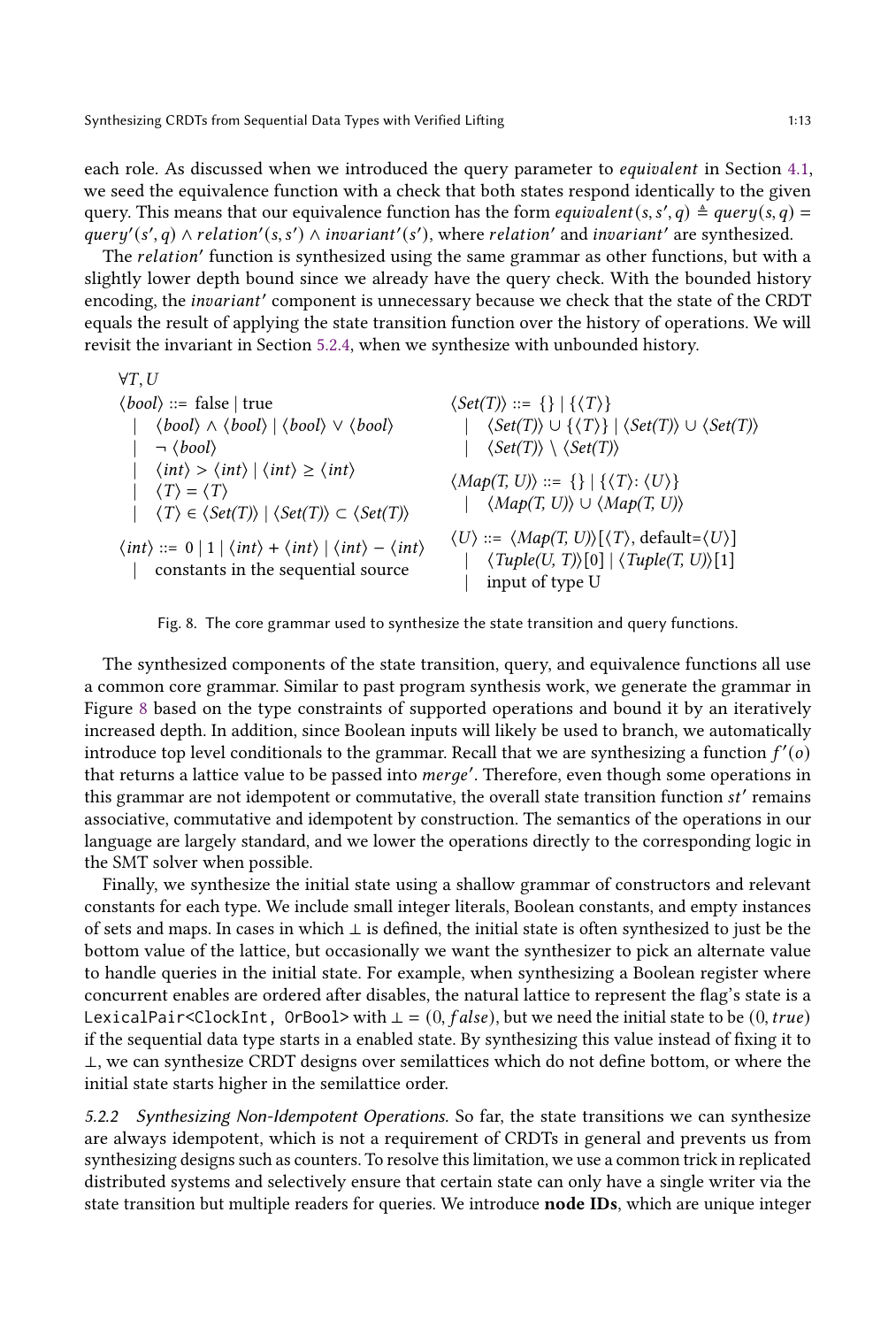each role. As discussed when we introduced the query parameter to *equivalent* in Section 4.1, we seed the equivalence function with a check that both states respond identically to the given query. This means that our equivalence function has the form $equivalent(s, s', q) \triangleq query(s, q) = query'(s', q) \wedge relation'(s, s') \wedge invariant'(s')$, where $relation'$ and $invariant'$ are synthesized.

The $relation'$ function is synthesized using the same grammar as other functions, but with a slightly lower depth bound since we already have the query check. With the bounded history encoding, the $invariant'$ component is unnecessary because we check that the state of the CRDT equals the result of applying the state transition function over the history of operations. We will revisit the invariant in Section 5.2.4, when we synthesize with unbounded history.

$$
\begin{aligned}
&\forall T, U \\
&\langle bool \rangle ::= \text{false} \mid \text{true} \\
&\quad \mid \ \langle bool \rangle \wedge \langle bool \rangle \mid \langle bool \rangle \vee \langle bool \rangle \\
&\quad \mid \ \neg \langle bool \rangle \\
&\quad \mid \ \langle int \rangle > \langle int \rangle \mid \langle int \rangle \geq \langle int \rangle \\
&\quad \mid \ \langle T \rangle = \langle T \rangle \\
&\quad \mid \ \langle T \rangle \in \langle Set(T) \rangle \mid \langle Set(T) \rangle \subset \langle Set(T) \rangle \\
&\langle int \rangle ::= 0 \mid 1 \mid \langle int \rangle + \langle int \rangle \mid \langle int \rangle - \langle int \rangle \\
&\quad \mid \ \text{constants in the sequential source}
\end{aligned}
$$

$$
\begin{aligned}
&\langle Set(T) \rangle ::= \{\} \mid \{\langle T \rangle\} \\
&\quad \mid \ \langle Set(T) \rangle \cup \{\langle T \rangle\} \mid \langle Set(T) \rangle \cup \langle Set(T) \rangle \\
&\quad \mid \ \langle Set(T) \rangle \setminus \langle Set(T) \rangle \\
&\langle Map(T, U) \rangle ::= \{\} \mid \{\langle T \rangle \colon \langle U \rangle\} \\
&\quad \mid \ \langle Map(T, U) \rangle \cup \langle Map(T, U) \rangle \\
&\langle U \rangle ::= \langle Map(T, U) \rangle[\langle T \rangle, \text{default}=\langle U \rangle] \\
&\quad \mid \ \langle Tuple(U, T) \rangle[0] \mid \langle Tuple(T, U) \rangle[1] \\
&\quad \mid \ \text{input of type U}
\end{aligned}
$$

Fig. 8. The core grammar used to synthesize the state transition and query functions.

The synthesized components of the state transition, query, and equivalence functions all use a common core grammar. Similar to past program synthesis work, we generate the grammar in Figure 8 based on the type constraints of supported operations and bound it by an iteratively increased depth. In addition, since Boolean inputs will likely be used to branch, we automatically introduce top level conditionals to the grammar. Recall that we are synthesizing a function $f'(o)$ that returns a lattice value to be passed into $merge'$. Therefore, even though some operations in this grammar are not idempotent or commutative, the overall state transition function $st'$ remains associative, commutative and idempotent by construction. The semantics of the operations in our language are largely standard, and we lower the operations directly to the corresponding logic in the SMT solver when possible.

Finally, we synthesize the initial state using a shallow grammar of constructors and relevant constants for each type. We include small integer literals, Boolean constants, and empty instances of sets and maps. In cases in which $\bot$ is defined, the initial state is often synthesized to just be the bottom value of the lattice, but occasionally we want the synthesizer to pick an alternate value to handle queries in the initial state. For example, when synthesizing a Boolean register where concurrent enables are ordered after disables, the natural lattice to represent the flag's state is a `LexicalPair<ClockInt, OrBool>` with $\bot = (0, false)$, but we need the initial state to be $(0, true)$ if the sequential data type starts in a enabled state. By synthesizing this value instead of fixing it to $\bot$, we can synthesize CRDT designs over semilattices which do not define bottom, or where the initial state starts higher in the semilattice order.

#### 5.2.2 *Synthesizing Non-Idempotent Operations.*

So far, the state transitions we can synthesize are always idempotent, which is not a requirement of CRDTs in general and prevents us from synthesizing designs such as counters. To resolve this limitation, we use a common trick in replicated distributed systems and selectively ensure that certain state can only have a single writer via the state transition but multiple readers for queries. We introduce **node IDs**, which are unique integer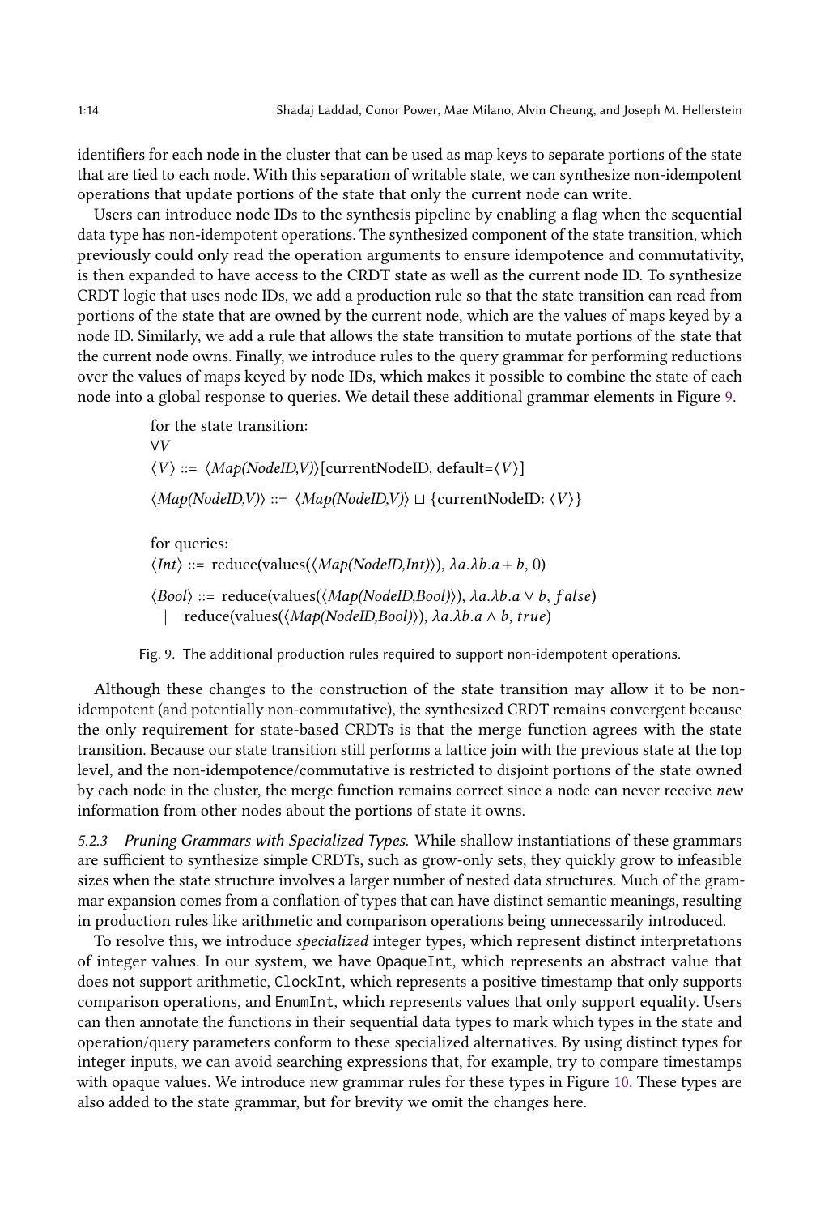identifiers for each node in the cluster that can be used as map keys to separate portions of the state that are tied to each node. With this separation of writable state, we can synthesize non-idempotent operations that update portions of the state that only the current node can write.

Users can introduce node IDs to the synthesis pipeline by enabling a flag when the sequential data type has non-idempotent operations. The synthesized component of the state transition, which previously could only read the operation arguments to ensure idempotence and commutativity, is then expanded to have access to the CRDT state as well as the current node ID. To synthesize CRDT logic that uses node IDs, we add a production rule so that the state transition can read from portions of the state that are owned by the current node, which are the values of maps keyed by a node ID. Similarly, we add a rule that allows the state transition to mutate portions of the state that the current node owns. Finally, we introduce rules to the query grammar for performing reductions over the values of maps keyed by node IDs, which makes it possible to combine the state of each node into a global response to queries. We detail these additional grammar elements in Figure 9.

for the state transition:

$\forall V$

$\langle V \rangle$ ::= $\langle$*Map(NodeID,V)*$\rangle$[currentNodeID, default=$\langle V \rangle$]

$\langle$*Map(NodeID,V)*$\rangle$ ::= $\langle$*Map(NodeID,V)*$\rangle \sqcup$ {currentNodeID: $\langle V \rangle$}

for queries:

$\langle$*Int*$\rangle$ ::= reduce(values($\langle$*Map(NodeID,Int)*$\rangle$), $\lambda a.\lambda b.a + b$, 0)

$\langle$*Bool*$\rangle$ ::= reduce(values($\langle$*Map(NodeID,Bool)*$\rangle$), $\lambda a.\lambda b.a \vee b$, $false$)
  | reduce(values($\langle$*Map(NodeID,Bool)*$\rangle$), $\lambda a.\lambda b.a \wedge b$, $true$)

Fig. 9. The additional production rules required to support non-idempotent operations.

Although these changes to the construction of the state transition may allow it to be non-idempotent (and potentially non-commutative), the synthesized CRDT remains convergent because the only requirement for state-based CRDTs is that the merge function agrees with the state transition. Because our state transition still performs a lattice join with the previous state at the top level, and the non-idempotence/commutative is restricted to disjoint portions of the state owned by each node in the cluster, the merge function remains correct since a node can never receive *new* information from other nodes about the portions of state it owns.

*5.2.3 Pruning Grammars with Specialized Types.* While shallow instantiations of these grammars are sufficient to synthesize simple CRDTs, such as grow-only sets, they quickly grow to infeasible sizes when the state structure involves a larger number of nested data structures. Much of the grammar expansion comes from a conflation of types that can have distinct semantic meanings, resulting in production rules like arithmetic and comparison operations being unnecessarily introduced.

To resolve this, we introduce *specialized* integer types, which represent distinct interpretations of integer values. In our system, we have `OpaqueInt`, which represents an abstract value that does not support arithmetic, `ClockInt`, which represents a positive timestamp that only supports comparison operations, and `EnumInt`, which represents values that only support equality. Users can then annotate the functions in their sequential data types to mark which types in the state and operation/query parameters conform to these specialized alternatives. By using distinct types for integer inputs, we can avoid searching expressions that, for example, try to compare timestamps with opaque values. We introduce new grammar rules for these types in Figure 10. These types are also added to the state grammar, but for brevity we omit the changes here.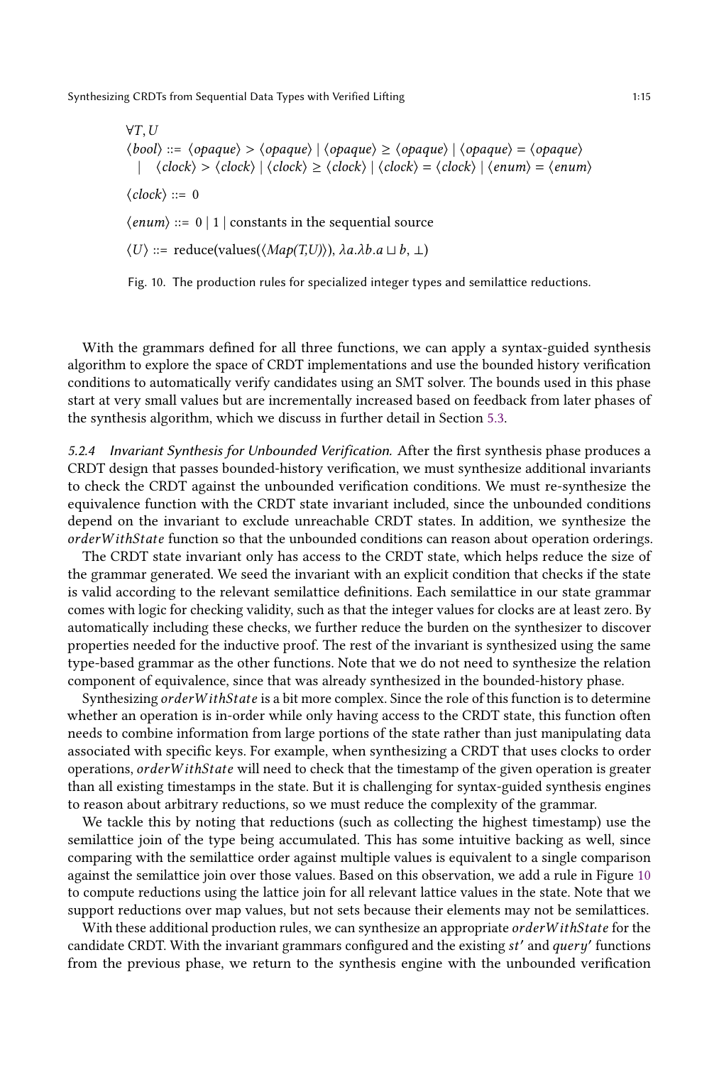$$
\begin{aligned}
&\forall T, U \\
&\langle bool \rangle ::= \langle opaque \rangle > \langle opaque \rangle \mid \langle opaque \rangle \geq \langle opaque \rangle \mid \langle opaque \rangle = \langle opaque \rangle \\
&\quad \mid \quad \langle clock \rangle > \langle clock \rangle \mid \langle clock \rangle \geq \langle clock \rangle \mid \langle clock \rangle = \langle clock \rangle \mid \langle enum \rangle = \langle enum \rangle \\
&\langle clock \rangle ::= 0 \\
&\langle enum \rangle ::= 0 \mid 1 \mid \text{constants in the sequential source} \\
&\langle U \rangle ::= \text{reduce}(\text{values}(\langle Map(T,U) \rangle), \lambda a.\lambda b.a \sqcup b, \bot)
\end{aligned}
$$

Fig. 10. The production rules for specialized integer types and semilattice reductions.

With the grammars defined for all three functions, we can apply a syntax-guided synthesis algorithm to explore the space of CRDT implementations and use the bounded history verification conditions to automatically verify candidates using an SMT solver. The bounds used in this phase start at very small values but are incrementally increased based on feedback from later phases of the synthesis algorithm, which we discuss in further detail in Section 5.3.

*5.2.4 Invariant Synthesis for Unbounded Verification.* After the first synthesis phase produces a CRDT design that passes bounded-history verification, we must synthesize additional invariants to check the CRDT against the unbounded verification conditions. We must re-synthesize the equivalence function with the CRDT state invariant included, since the unbounded conditions depend on the invariant to exclude unreachable CRDT states. In addition, we synthesize the *orderWithState* function so that the unbounded conditions can reason about operation orderings.

The CRDT state invariant only has access to the CRDT state, which helps reduce the size of the grammar generated. We seed the invariant with an explicit condition that checks if the state is valid according to the relevant semilattice definitions. Each semilattice in our state grammar comes with logic for checking validity, such as that the integer values for clocks are at least zero. By automatically including these checks, we further reduce the burden on the synthesizer to discover properties needed for the inductive proof. The rest of the invariant is synthesized using the same type-based grammar as the other functions. Note that we do not need to synthesize the relation component of equivalence, since that was already synthesized in the bounded-history phase.

Synthesizing *orderWithState* is a bit more complex. Since the role of this function is to determine whether an operation is in-order while only having access to the CRDT state, this function often needs to combine information from large portions of the state rather than just manipulating data associated with specific keys. For example, when synthesizing a CRDT that uses clocks to order operations, *orderWithState* will need to check that the timestamp of the given operation is greater than all existing timestamps in the state. But it is challenging for syntax-guided synthesis engines to reason about arbitrary reductions, so we must reduce the complexity of the grammar.

We tackle this by noting that reductions (such as collecting the highest timestamp) use the semilattice join of the type being accumulated. This has some intuitive backing as well, since comparing with the semilattice order against multiple values is equivalent to a single comparison against the semilattice join over those values. Based on this observation, we add a rule in Figure 10 to compute reductions using the lattice join for all relevant lattice values in the state. Note that we support reductions over map values, but not sets because their elements may not be semilattices.

With these additional production rules, we can synthesize an appropriate *orderWithState* for the candidate CRDT. With the invariant grammars configured and the existing $st'$ and $query'$ functions from the previous phase, we return to the synthesis engine with the unbounded verification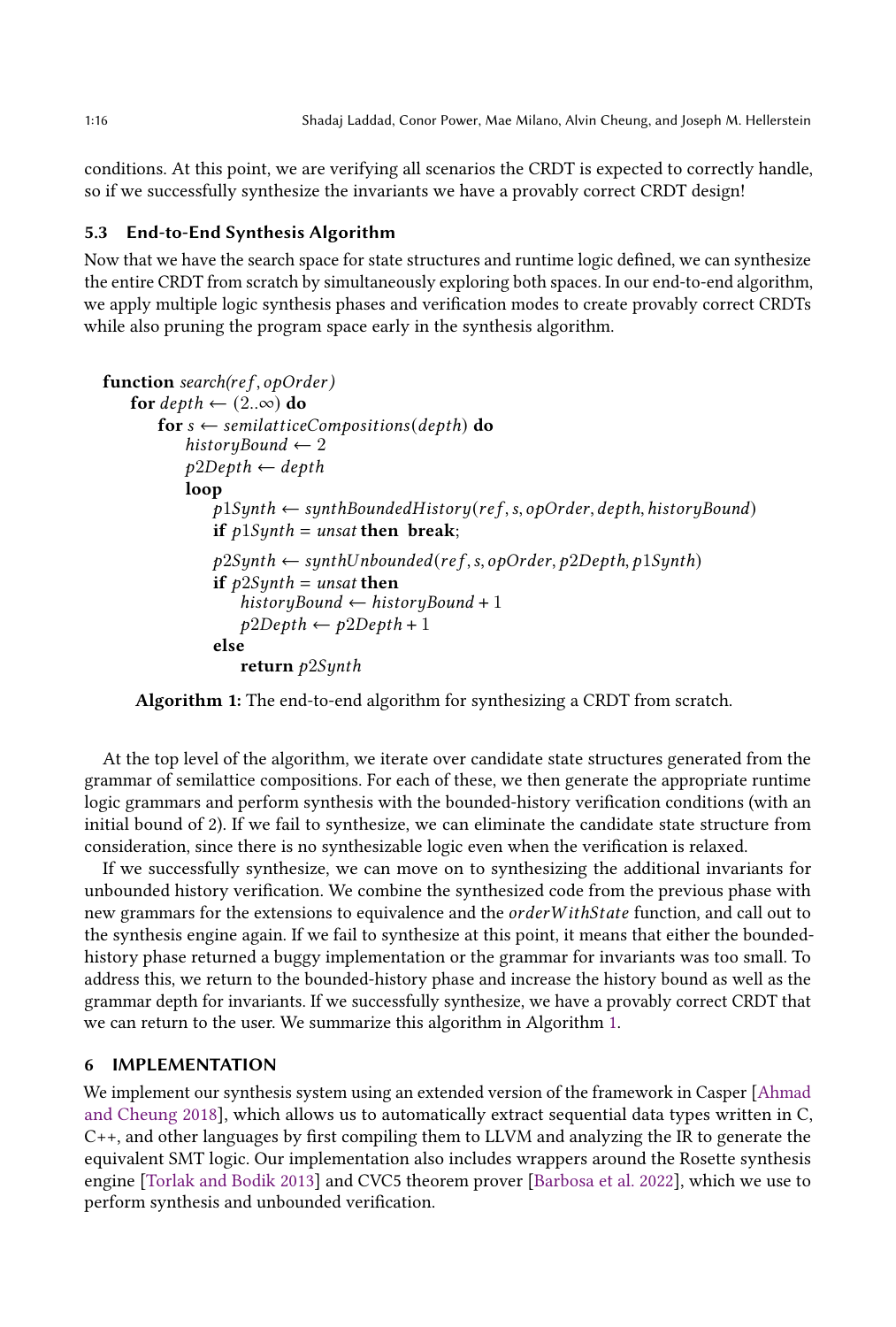conditions. At this point, we are verifying all scenarios the CRDT is expected to correctly handle, so if we successfully synthesize the invariants we have a provably correct CRDT design!

### 5.3 End-to-End Synthesis Algorithm

Now that we have the search space for state structures and runtime logic defined, we can synthesize the entire CRDT from scratch by simultaneously exploring both spaces. In our end-to-end algorithm, we apply multiple logic synthesis phases and verification modes to create provably correct CRDTs while also pruning the program space early in the synthesis algorithm.

```
function search(ref, opOrder)
    for depth ← (2..∞) do
        for s ← semilatticeCompositions(depth) do
            historyBound ← 2
            p2Depth ← depth
            loop
                p1Synth ← synthBoundedHistory(ref, s, opOrder, depth, historyBound)
                if p1Synth = unsat then break;
                p2Synth ← synthUnbounded(ref, s, opOrder, p2Depth, p1Synth)
                if p2Synth = unsat then
                    historyBound ← historyBound + 1
                    p2Depth ← p2Depth + 1
                else
                    return p2Synth
```

**Algorithm 1:** The end-to-end algorithm for synthesizing a CRDT from scratch.

At the top level of the algorithm, we iterate over candidate state structures generated from the grammar of semilattice compositions. For each of these, we then generate the appropriate runtime logic grammars and perform synthesis with the bounded-history verification conditions (with an initial bound of 2). If we fail to synthesize, we can eliminate the candidate state structure from consideration, since there is no synthesizable logic even when the verification is relaxed.

If we successfully synthesize, we can move on to synthesizing the additional invariants for unbounded history verification. We combine the synthesized code from the previous phase with new grammars for the extensions to equivalence and the *orderWithState* function, and call out to the synthesis engine again. If we fail to synthesize at this point, it means that either the bounded-history phase returned a buggy implementation or the grammar for invariants was too small. To address this, we return to the bounded-history phase and increase the history bound as well as the grammar depth for invariants. If we successfully synthesize, we have a provably correct CRDT that we can return to the user. We summarize this algorithm in Algorithm 1.

## 6 IMPLEMENTATION

We implement our synthesis system using an extended version of the framework in Casper [Ahmad and Cheung 2018], which allows us to automatically extract sequential data types written in C, C++, and other languages by first compiling them to LLVM and analyzing the IR to generate the equivalent SMT logic. Our implementation also includes wrappers around the Rosette synthesis engine [Torlak and Bodik 2013] and CVC5 theorem prover [Barbosa et al. 2022], which we use to perform synthesis and unbounded verification.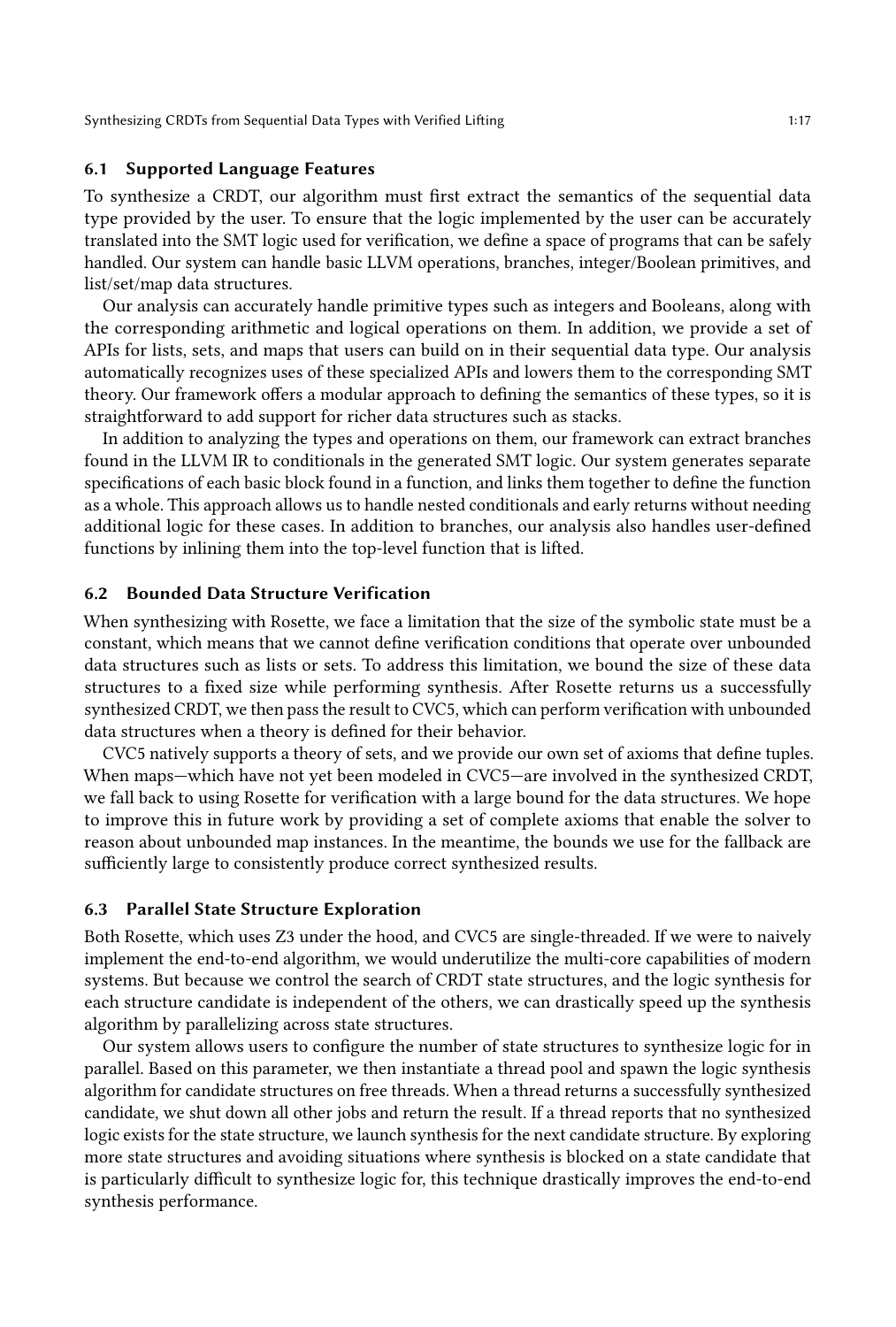### 6.1 Supported Language Features

To synthesize a CRDT, our algorithm must first extract the semantics of the sequential data type provided by the user. To ensure that the logic implemented by the user can be accurately translated into the SMT logic used for verification, we define a space of programs that can be safely handled. Our system can handle basic LLVM operations, branches, integer/Boolean primitives, and list/set/map data structures.

Our analysis can accurately handle primitive types such as integers and Booleans, along with the corresponding arithmetic and logical operations on them. In addition, we provide a set of APIs for lists, sets, and maps that users can build on in their sequential data type. Our analysis automatically recognizes uses of these specialized APIs and lowers them to the corresponding SMT theory. Our framework offers a modular approach to defining the semantics of these types, so it is straightforward to add support for richer data structures such as stacks.

In addition to analyzing the types and operations on them, our framework can extract branches found in the LLVM IR to conditionals in the generated SMT logic. Our system generates separate specifications of each basic block found in a function, and links them together to define the function as a whole. This approach allows us to handle nested conditionals and early returns without needing additional logic for these cases. In addition to branches, our analysis also handles user-defined functions by inlining them into the top-level function that is lifted.

### 6.2 Bounded Data Structure Verification

When synthesizing with Rosette, we face a limitation that the size of the symbolic state must be a constant, which means that we cannot define verification conditions that operate over unbounded data structures such as lists or sets. To address this limitation, we bound the size of these data structures to a fixed size while performing synthesis. After Rosette returns us a successfully synthesized CRDT, we then pass the result to CVC5, which can perform verification with unbounded data structures when a theory is defined for their behavior.

CVC5 natively supports a theory of sets, and we provide our own set of axioms that define tuples. When maps—which have not yet been modeled in CVC5—are involved in the synthesized CRDT, we fall back to using Rosette for verification with a large bound for the data structures. We hope to improve this in future work by providing a set of complete axioms that enable the solver to reason about unbounded map instances. In the meantime, the bounds we use for the fallback are sufficiently large to consistently produce correct synthesized results.

### 6.3 Parallel State Structure Exploration

Both Rosette, which uses Z3 under the hood, and CVC5 are single-threaded. If we were to naively implement the end-to-end algorithm, we would underutilize the multi-core capabilities of modern systems. But because we control the search of CRDT state structures, and the logic synthesis for each structure candidate is independent of the others, we can drastically speed up the synthesis algorithm by parallelizing across state structures.

Our system allows users to configure the number of state structures to synthesize logic for in parallel. Based on this parameter, we then instantiate a thread pool and spawn the logic synthesis algorithm for candidate structures on free threads. When a thread returns a successfully synthesized candidate, we shut down all other jobs and return the result. If a thread reports that no synthesized logic exists for the state structure, we launch synthesis for the next candidate structure. By exploring more state structures and avoiding situations where synthesis is blocked on a state candidate that is particularly difficult to synthesize logic for, this technique drastically improves the end-to-end synthesis performance.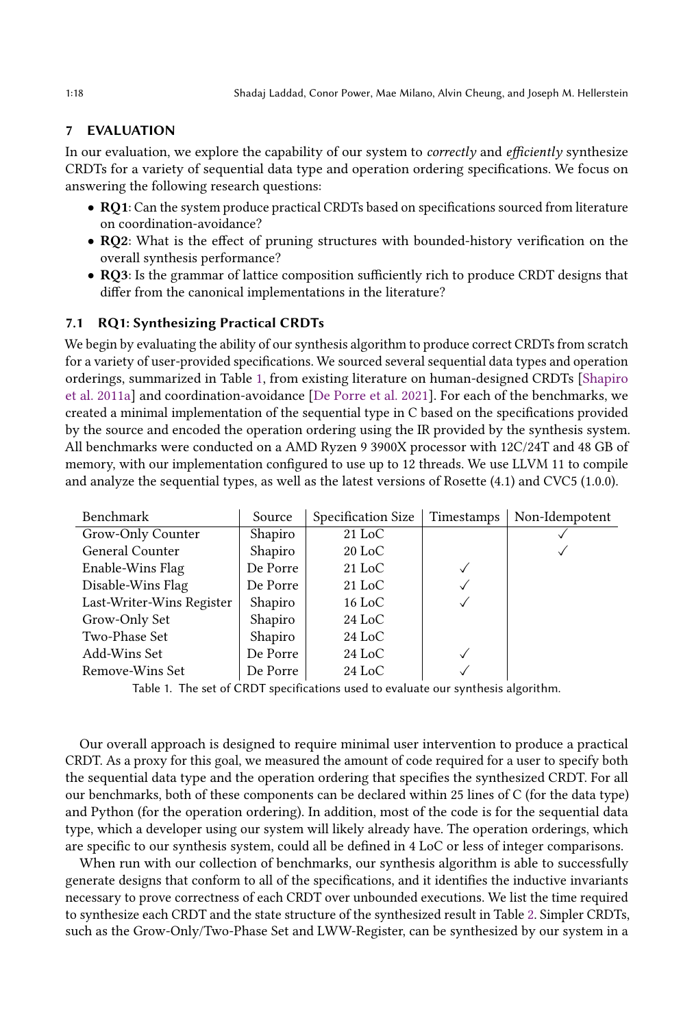## 7 EVALUATION

In our evaluation, we explore the capability of our system to *correctly* and *efficiently* synthesize CRDTs for a variety of sequential data type and operation ordering specifications. We focus on answering the following research questions:

- **RQ1**: Can the system produce practical CRDTs based on specifications sourced from literature on coordination-avoidance?
- **RQ2**: What is the effect of pruning structures with bounded-history verification on the overall synthesis performance?
- **RQ3**: Is the grammar of lattice composition sufficiently rich to produce CRDT designs that differ from the canonical implementations in the literature?

### 7.1 RQ1: Synthesizing Practical CRDTs

We begin by evaluating the ability of our synthesis algorithm to produce correct CRDTs from scratch for a variety of user-provided specifications. We sourced several sequential data types and operation orderings, summarized in Table 1, from existing literature on human-designed CRDTs [Shapiro et al. 2011a] and coordination-avoidance [De Porre et al. 2021]. For each of the benchmarks, we created a minimal implementation of the sequential type in C based on the specifications provided by the source and encoded the operation ordering using the IR provided by the synthesis system. All benchmarks were conducted on a AMD Ryzen 9 3900X processor with 12C/24T and 48 GB of memory, with our implementation configured to use up to 12 threads. We use LLVM 11 to compile and analyze the sequential types, as well as the latest versions of Rosette (4.1) and CVC5 (1.0.0).

| Benchmark | Source | Specification Size | Timestamps | Non-Idempotent |
|---|---|---|---|---|
| Grow-Only Counter | Shapiro | 21 LoC | | ✓ |
| General Counter | Shapiro | 20 LoC | | ✓ |
| Enable-Wins Flag | De Porre | 21 LoC | ✓ | |
| Disable-Wins Flag | De Porre | 21 LoC | ✓ | |
| Last-Writer-Wins Register | Shapiro | 16 LoC | ✓ | |
| Grow-Only Set | Shapiro | 24 LoC | | |
| Two-Phase Set | Shapiro | 24 LoC | | |
| Add-Wins Set | De Porre | 24 LoC | ✓ | |
| Remove-Wins Set | De Porre | 24 LoC | ✓ | |

Table 1. The set of CRDT specifications used to evaluate our synthesis algorithm.

Our overall approach is designed to require minimal user intervention to produce a practical CRDT. As a proxy for this goal, we measured the amount of code required for a user to specify both the sequential data type and the operation ordering that specifies the synthesized CRDT. For all our benchmarks, both of these components can be declared within 25 lines of C (for the data type) and Python (for the operation ordering). In addition, most of the code is for the sequential data type, which a developer using our system will likely already have. The operation orderings, which are specific to our synthesis system, could all be defined in 4 LoC or less of integer comparisons.

When run with our collection of benchmarks, our synthesis algorithm is able to successfully generate designs that conform to all of the specifications, and it identifies the inductive invariants necessary to prove correctness of each CRDT over unbounded executions. We list the time required to synthesize each CRDT and the state structure of the synthesized result in Table 2. Simpler CRDTs, such as the Grow-Only/Two-Phase Set and LWW-Register, can be synthesized by our system in a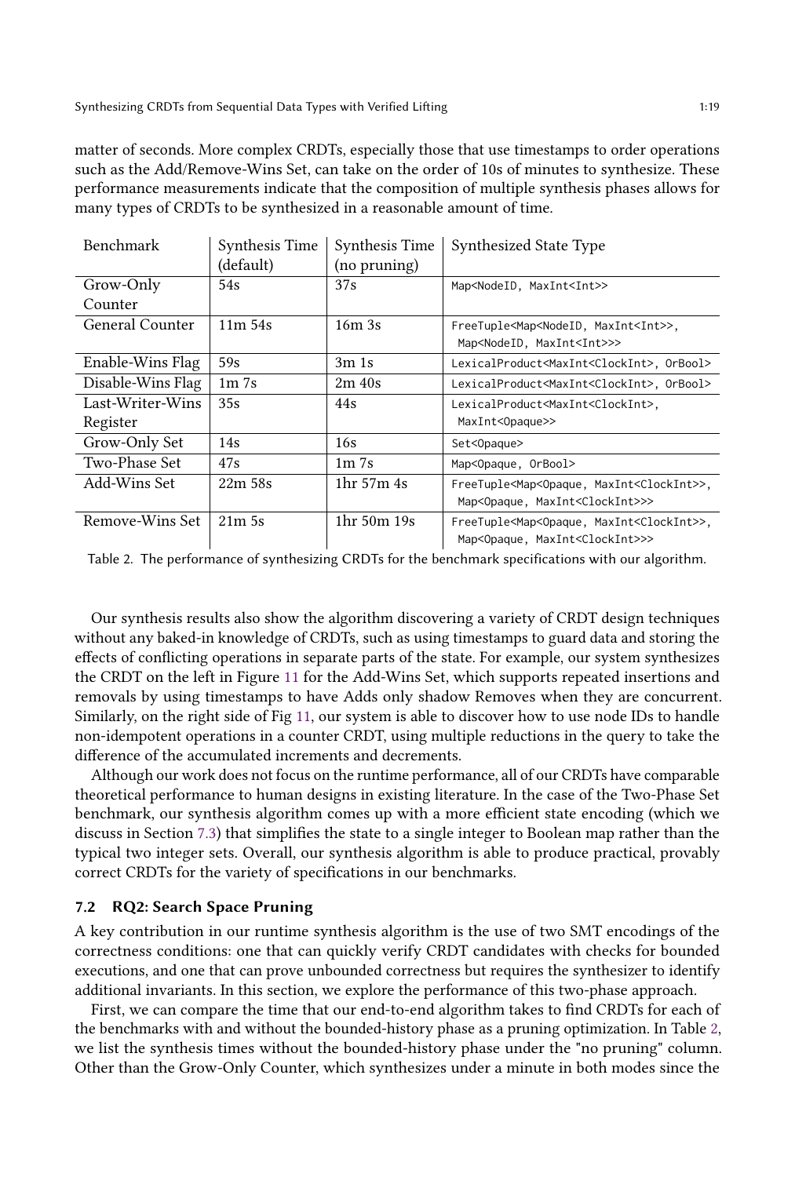matter of seconds. More complex CRDTs, especially those that use timestamps to order operations such as the Add/Remove-Wins Set, can take on the order of 10s of minutes to synthesize. These performance measurements indicate that the composition of multiple synthesis phases allows for many types of CRDTs to be synthesized in a reasonable amount of time.

| Benchmark | Synthesis Time (default) | Synthesis Time (no pruning) | Synthesized State Type |
|---|---|---|---|
| Grow-Only Counter | 54s | 37s | `Map<NodeID, MaxInt<Int>>` |
| General Counter | 11m 54s | 16m 3s | `FreeTuple<Map<NodeID, MaxInt<Int>>, Map<NodeID, MaxInt<Int>>>` |
| Enable-Wins Flag | 59s | 3m 1s | `LexicalProduct<MaxInt<ClockInt>, OrBool>` |
| Disable-Wins Flag | 1m 7s | 2m 40s | `LexicalProduct<MaxInt<ClockInt>, OrBool>` |
| Last-Writer-Wins Register | 35s | 44s | `LexicalProduct<MaxInt<ClockInt>, MaxInt<Opaque>>` |
| Grow-Only Set | 14s | 16s | `Set<Opaque>` |
| Two-Phase Set | 47s | 1m 7s | `Map<Opaque, OrBool>` |
| Add-Wins Set | 22m 58s | 1hr 57m 4s | `FreeTuple<Map<Opaque, MaxInt<ClockInt>>, Map<Opaque, MaxInt<ClockInt>>>` |
| Remove-Wins Set | 21m 5s | 1hr 50m 19s | `FreeTuple<Map<Opaque, MaxInt<ClockInt>>, Map<Opaque, MaxInt<ClockInt>>>` |

Table 2. The performance of synthesizing CRDTs for the benchmark specifications with our algorithm.

Our synthesis results also show the algorithm discovering a variety of CRDT design techniques without any baked-in knowledge of CRDTs, such as using timestamps to guard data and storing the effects of conflicting operations in separate parts of the state. For example, our system synthesizes the CRDT on the left in Figure 11 for the Add-Wins Set, which supports repeated insertions and removals by using timestamps to have Adds only shadow Removes when they are concurrent. Similarly, on the right side of Fig 11, our system is able to discover how to use node IDs to handle non-idempotent operations in a counter CRDT, using multiple reductions in the query to take the difference of the accumulated increments and decrements.

Although our work does not focus on the runtime performance, all of our CRDTs have comparable theoretical performance to human designs in existing literature. In the case of the Two-Phase Set benchmark, our synthesis algorithm comes up with a more efficient state encoding (which we discuss in Section 7.3) that simplifies the state to a single integer to Boolean map rather than the typical two integer sets. Overall, our synthesis algorithm is able to produce practical, provably correct CRDTs for the variety of specifications in our benchmarks.

### 7.2 RQ2: Search Space Pruning

A key contribution in our runtime synthesis algorithm is the use of two SMT encodings of the correctness conditions: one that can quickly verify CRDT candidates with checks for bounded executions, and one that can prove unbounded correctness but requires the synthesizer to identify additional invariants. In this section, we explore the performance of this two-phase approach.

First, we can compare the time that our end-to-end algorithm takes to find CRDTs for each of the benchmarks with and without the bounded-history phase as a pruning optimization. In Table 2, we list the synthesis times without the bounded-history phase under the "no pruning" column. Other than the Grow-Only Counter, which synthesizes under a minute in both modes since the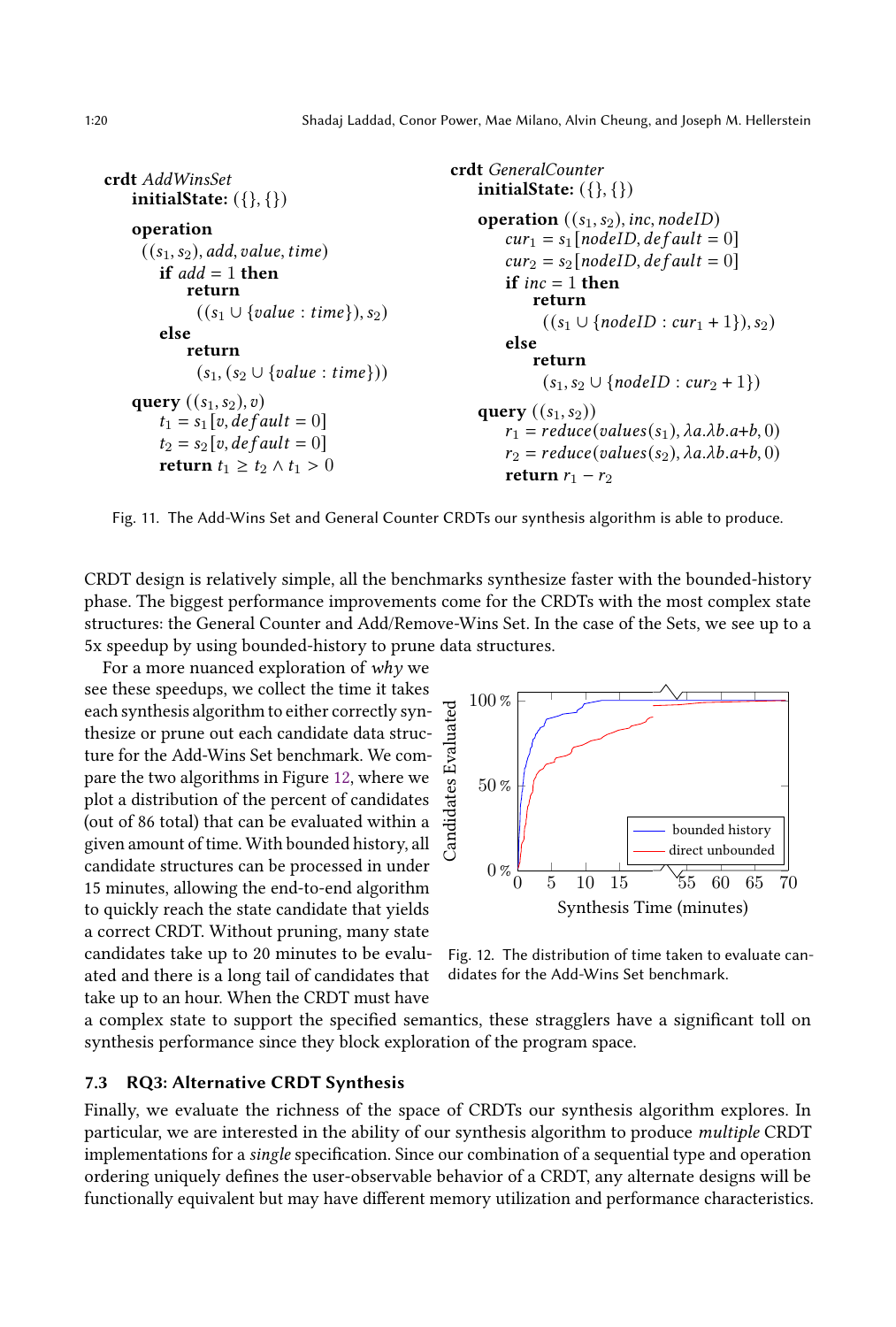```
crdt AddWinsSet
  initialState: ({}, {})

  operation
   ((s1, s2), add, value, time)
    if add = 1 then
      return
        ((s1 ∪ {value : time}), s2)
    else
      return
        (s1, (s2 ∪ {value : time}))

  query ((s1, s2), v)
    t1 = s1[v, default = 0]
    t2 = s2[v, default = 0]
    return t1 ≥ t2 ∧ t1 > 0
```

```
crdt GeneralCounter
  initialState: ({}, {})

  operation ((s1, s2), inc, nodeID)
    cur1 = s1[nodeID, default = 0]
    cur2 = s2[nodeID, default = 0]
    if inc = 1 then
      return
        ((s1 ∪ {nodeID : cur1 + 1}), s2)
    else
      return
        (s1, s2 ∪ {nodeID : cur2 + 1})

  query ((s1, s2))
    r1 = reduce(values(s1), λa.λb.a+b, 0)
    r2 = reduce(values(s2), λa.λb.a+b, 0)
    return r1 − r2
```

Fig. 11. The Add-Wins Set and General Counter CRDTs our synthesis algorithm is able to produce.

CRDT design is relatively simple, all the benchmarks synthesize faster with the bounded-history phase. The biggest performance improvements come for the CRDTs with the most complex state structures: the General Counter and Add/Remove-Wins Set. In the case of the Sets, we see up to a 5x speedup by using bounded-history to prune data structures.

For a more nuanced exploration of *why* we see these speedups, we collect the time it takes each synthesis algorithm to either correctly synthesize or prune out each candidate data structure for the Add-Wins Set benchmark. We compare the two algorithms in Figure 12, where we plot a distribution of the percent of candidates (out of 86 total) that can be evaluated within a given amount of time. With bounded history, all candidate structures can be processed in under 15 minutes, allowing the end-to-end algorithm to quickly reach the state candidate that yields a correct CRDT. Without pruning, many state candidates take up to 20 minutes to be evaluated and there is a long tail of candidates that take up to an hour. When the CRDT must have a complex state to support the specified semantics, these stragglers have a significant toll on synthesis performance since they block exploration of the program space.

Fig. 12. The distribution of time taken to evaluate candidates for the Add-Wins Set benchmark.

### 7.3 RQ3: Alternative CRDT Synthesis

Finally, we evaluate the richness of the space of CRDTs our synthesis algorithm explores. In particular, we are interested in the ability of our synthesis algorithm to produce *multiple* CRDT implementations for a *single* specification. Since our combination of a sequential type and operation ordering uniquely defines the user-observable behavior of a CRDT, any alternate designs will be functionally equivalent but may have different memory utilization and performance characteristics.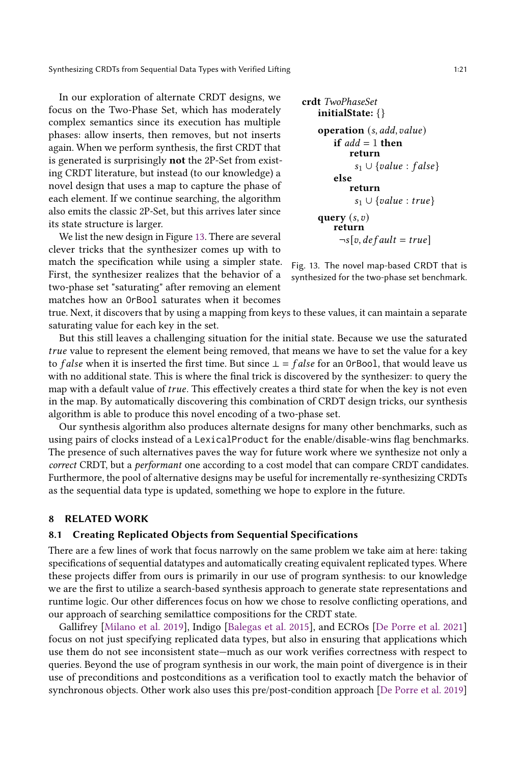In our exploration of alternate CRDT designs, we focus on the Two-Phase Set, which has moderately complex semantics since its execution has multiple phases: allow inserts, then removes, but not inserts again. When we perform synthesis, the first CRDT that is generated is surprisingly **not** the 2P-Set from existing CRDT literature, but instead (to our knowledge) a novel design that uses a map to capture the phase of each element. If we continue searching, the algorithm also emits the classic 2P-Set, but this arrives later since its state structure is larger.

We list the new design in Figure 13. There are several clever tricks that the synthesizer comes up with to match the specification while using a simpler state. First, the synthesizer realizes that the behavior of a two-phase set "saturating" after removing an element matches how an `OrBool` saturates when it becomes true. Next, it discovers that by using a mapping from keys to these values, it can maintain a separate saturating value for each key in the set.

```
crdt TwoPhaseSet
    initialState: {}

    operation (s, add, value)
        if add = 1 then
            return
                s_1 ∪ {value : false}
        else
            return
                s_1 ∪ {value : true}

    query (s, v)
        return
            ¬s[v, default = true]
```

Fig. 13. The novel map-based CRDT that is synthesized for the two-phase set benchmark.

But this still leaves a challenging situation for the initial state. Because we use the saturated *true* value to represent the element being removed, that means we have to set the value for a key to *false* when it is inserted the first time. But since $\bot = false$ for an `OrBool`, that would leave us with no additional state. This is where the final trick is discovered by the synthesizer: to query the map with a default value of *true*. This effectively creates a third state for when the key is not even in the map. By automatically discovering this combination of CRDT design tricks, our synthesis algorithm is able to produce this novel encoding of a two-phase set.

Our synthesis algorithm also produces alternate designs for many other benchmarks, such as using pairs of clocks instead of a `LexicalProduct` for the enable/disable-wins flag benchmarks. The presence of such alternatives paves the way for future work where we synthesize not only a *correct* CRDT, but a *performant* one according to a cost model that can compare CRDT candidates. Furthermore, the pool of alternative designs may be useful for incrementally re-synthesizing CRDTs as the sequential data type is updated, something we hope to explore in the future.

## 8 RELATED WORK

### 8.1 Creating Replicated Objects from Sequential Specifications

There are a few lines of work that focus narrowly on the same problem we take aim at here: taking specifications of sequential datatypes and automatically creating equivalent replicated types. Where these projects differ from ours is primarily in our use of program synthesis: to our knowledge we are the first to utilize a search-based synthesis approach to generate state representations and runtime logic. Our other differences focus on how we chose to resolve conflicting operations, and our approach of searching semilattice compositions for the CRDT state.

Gallifrey [Milano et al. 2019], Indigo [Balegas et al. 2015], and ECROs [De Porre et al. 2021] focus on not just specifying replicated data types, but also in ensuring that applications which use them do not see inconsistent state—much as our work verifies correctness with respect to queries. Beyond the use of program synthesis in our work, the main point of divergence is in their use of preconditions and postconditions as a verification tool to exactly match the behavior of synchronous objects. Other work also uses this pre/post-condition approach [De Porre et al. 2019]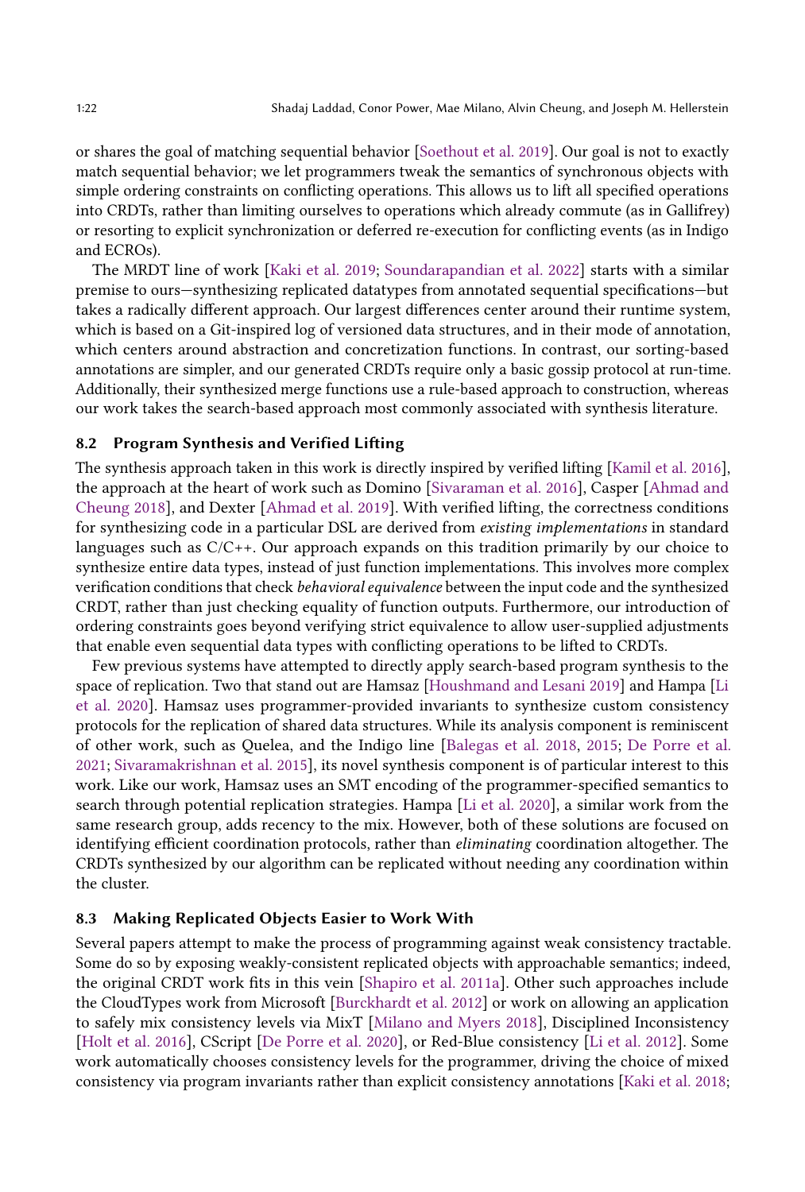or shares the goal of matching sequential behavior [Soethout et al. 2019]. Our goal is not to exactly match sequential behavior; we let programmers tweak the semantics of synchronous objects with simple ordering constraints on conflicting operations. This allows us to lift all specified operations into CRDTs, rather than limiting ourselves to operations which already commute (as in Gallifrey) or resorting to explicit synchronization or deferred re-execution for conflicting events (as in Indigo and ECROs).

The MRDT line of work [Kaki et al. 2019; Soundarapandian et al. 2022] starts with a similar premise to ours—synthesizing replicated datatypes from annotated sequential specifications—but takes a radically different approach. Our largest differences center around their runtime system, which is based on a Git-inspired log of versioned data structures, and in their mode of annotation, which centers around abstraction and concretization functions. In contrast, our sorting-based annotations are simpler, and our generated CRDTs require only a basic gossip protocol at run-time. Additionally, their synthesized merge functions use a rule-based approach to construction, whereas our work takes the search-based approach most commonly associated with synthesis literature.

### 8.2 Program Synthesis and Verified Lifting

The synthesis approach taken in this work is directly inspired by verified lifting [Kamil et al. 2016], the approach at the heart of work such as Domino [Sivaraman et al. 2016], Casper [Ahmad and Cheung 2018], and Dexter [Ahmad et al. 2019]. With verified lifting, the correctness conditions for synthesizing code in a particular DSL are derived from *existing implementations* in standard languages such as C/C++. Our approach expands on this tradition primarily by our choice to synthesize entire data types, instead of just function implementations. This involves more complex verification conditions that check *behavioral equivalence* between the input code and the synthesized CRDT, rather than just checking equality of function outputs. Furthermore, our introduction of ordering constraints goes beyond verifying strict equivalence to allow user-supplied adjustments that enable even sequential data types with conflicting operations to be lifted to CRDTs.

Few previous systems have attempted to directly apply search-based program synthesis to the space of replication. Two that stand out are Hamsaz [Houshmand and Lesani 2019] and Hampa [Li et al. 2020]. Hamsaz uses programmer-provided invariants to synthesize custom consistency protocols for the replication of shared data structures. While its analysis component is reminiscent of other work, such as Quelea, and the Indigo line [Balegas et al. 2018, 2015; De Porre et al. 2021; Sivaramakrishnan et al. 2015], its novel synthesis component is of particular interest to this work. Like our work, Hamsaz uses an SMT encoding of the programmer-specified semantics to search through potential replication strategies. Hampa [Li et al. 2020], a similar work from the same research group, adds recency to the mix. However, both of these solutions are focused on identifying efficient coordination protocols, rather than *eliminating* coordination altogether. The CRDTs synthesized by our algorithm can be replicated without needing any coordination within the cluster.

### 8.3 Making Replicated Objects Easier to Work With

Several papers attempt to make the process of programming against weak consistency tractable. Some do so by exposing weakly-consistent replicated objects with approachable semantics; indeed, the original CRDT work fits in this vein [Shapiro et al. 2011a]. Other such approaches include the CloudTypes work from Microsoft [Burckhardt et al. 2012] or work on allowing an application to safely mix consistency levels via MixT [Milano and Myers 2018], Disciplined Inconsistency [Holt et al. 2016], CScript [De Porre et al. 2020], or Red-Blue consistency [Li et al. 2012]. Some work automatically chooses consistency levels for the programmer, driving the choice of mixed consistency via program invariants rather than explicit consistency annotations [Kaki et al. 2018;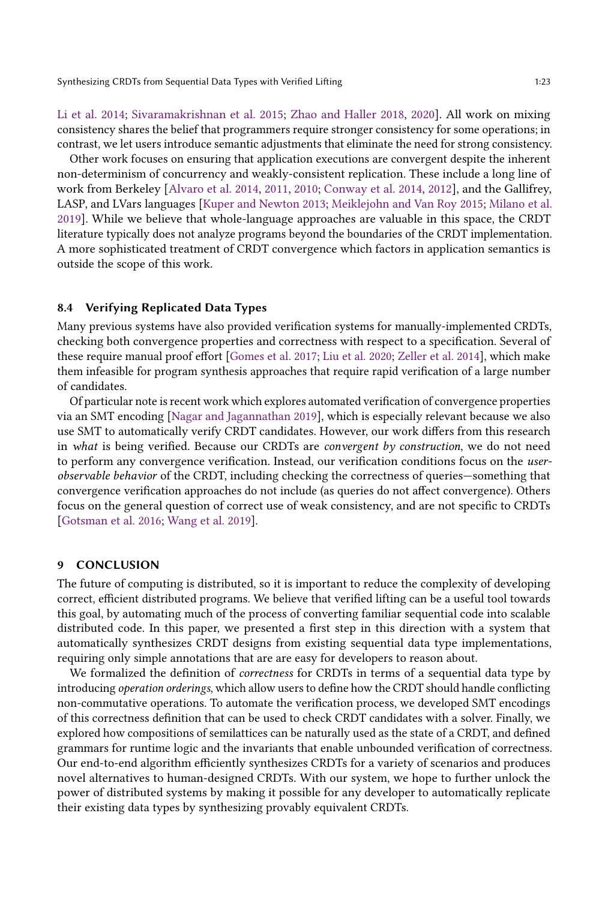Li et al. 2014; Sivaramakrishnan et al. 2015; Zhao and Haller 2018, 2020]. All work on mixing consistency shares the belief that programmers require stronger consistency for some operations; in contrast, we let users introduce semantic adjustments that eliminate the need for strong consistency.

Other work focuses on ensuring that application executions are convergent despite the inherent non-determinism of concurrency and weakly-consistent replication. These include a long line of work from Berkeley [Alvaro et al. 2014, 2011, 2010; Conway et al. 2014, 2012], and the Gallifrey, LASP, and LVars languages [Kuper and Newton 2013; Meiklejohn and Van Roy 2015; Milano et al. 2019]. While we believe that whole-language approaches are valuable in this space, the CRDT literature typically does not analyze programs beyond the boundaries of the CRDT implementation. A more sophisticated treatment of CRDT convergence which factors in application semantics is outside the scope of this work.

### 8.4 Verifying Replicated Data Types

Many previous systems have also provided verification systems for manually-implemented CRDTs, checking both convergence properties and correctness with respect to a specification. Several of these require manual proof effort [Gomes et al. 2017; Liu et al. 2020; Zeller et al. 2014], which make them infeasible for program synthesis approaches that require rapid verification of a large number of candidates.

Of particular note is recent work which explores automated verification of convergence properties via an SMT encoding [Nagar and Jagannathan 2019], which is especially relevant because we also use SMT to automatically verify CRDT candidates. However, our work differs from this research in *what* is being verified. Because our CRDTs are *convergent by construction*, we do not need to perform any convergence verification. Instead, our verification conditions focus on the *user-observable behavior* of the CRDT, including checking the correctness of queries—something that convergence verification approaches do not include (as queries do not affect convergence). Others focus on the general question of correct use of weak consistency, and are not specific to CRDTs [Gotsman et al. 2016; Wang et al. 2019].

## 9 CONCLUSION

The future of computing is distributed, so it is important to reduce the complexity of developing correct, efficient distributed programs. We believe that verified lifting can be a useful tool towards this goal, by automating much of the process of converting familiar sequential code into scalable distributed code. In this paper, we presented a first step in this direction with a system that automatically synthesizes CRDT designs from existing sequential data type implementations, requiring only simple annotations that are are easy for developers to reason about.

We formalized the definition of *correctness* for CRDTs in terms of a sequential data type by introducing *operation orderings*, which allow users to define how the CRDT should handle conflicting non-commutative operations. To automate the verification process, we developed SMT encodings of this correctness definition that can be used to check CRDT candidates with a solver. Finally, we explored how compositions of semilattices can be naturally used as the state of a CRDT, and defined grammars for runtime logic and the invariants that enable unbounded verification of correctness. Our end-to-end algorithm efficiently synthesizes CRDTs for a variety of scenarios and produces novel alternatives to human-designed CRDTs. With our system, we hope to further unlock the power of distributed systems by making it possible for any developer to automatically replicate their existing data types by synthesizing provably equivalent CRDTs.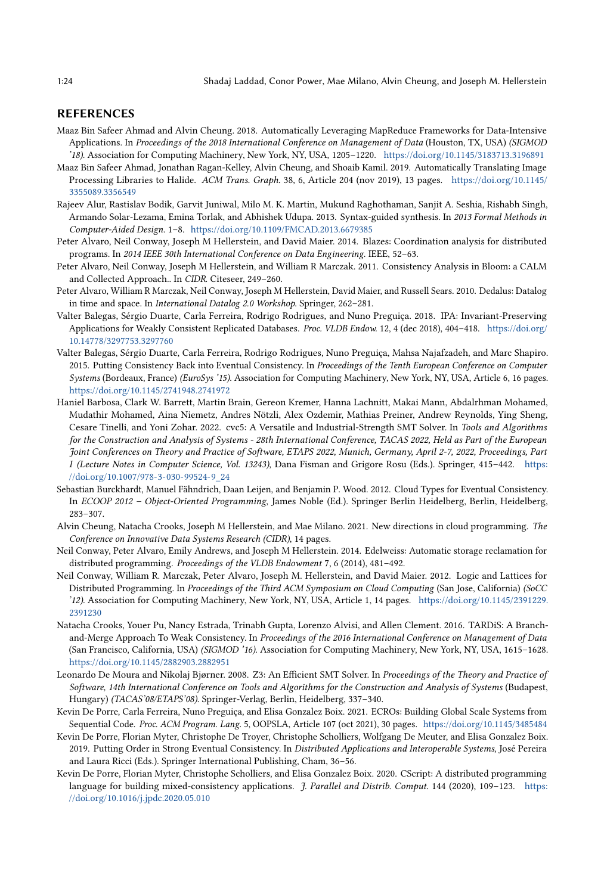## REFERENCES

Maaz Bin Safeer Ahmad and Alvin Cheung. 2018. Automatically Leveraging MapReduce Frameworks for Data-Intensive Applications. In *Proceedings of the 2018 International Conference on Management of Data* (Houston, TX, USA) *(SIGMOD '18)*. Association for Computing Machinery, New York, NY, USA, 1205–1220. https://doi.org/10.1145/3183713.3196891

Maaz Bin Safeer Ahmad, Jonathan Ragan-Kelley, Alvin Cheung, and Shoaib Kamil. 2019. Automatically Translating Image Processing Libraries to Halide. *ACM Trans. Graph.* 38, 6, Article 204 (nov 2019), 13 pages. https://doi.org/10.1145/3355089.3356549

Rajeev Alur, Rastislav Bodik, Garvit Juniwal, Milo M. K. Martin, Mukund Raghothaman, Sanjit A. Seshia, Rishabh Singh, Armando Solar-Lezama, Emina Torlak, and Abhishek Udupa. 2013. Syntax-guided synthesis. In *2013 Formal Methods in Computer-Aided Design*. 1–8. https://doi.org/10.1109/FMCAD.2013.6679385

Peter Alvaro, Neil Conway, Joseph M Hellerstein, and David Maier. 2014. Blazes: Coordination analysis for distributed programs. In *2014 IEEE 30th International Conference on Data Engineering*. IEEE, 52–63.

Peter Alvaro, Neil Conway, Joseph M Hellerstein, and William R Marczak. 2011. Consistency Analysis in Bloom: a CALM and Collected Approach.. In *CIDR*. Citeseer, 249–260.

Peter Alvaro, William R Marczak, Neil Conway, Joseph M Hellerstein, David Maier, and Russell Sears. 2010. Dedalus: Datalog in time and space. In *International Datalog 2.0 Workshop*. Springer, 262–281.

Valter Balegas, Sérgio Duarte, Carla Ferreira, Rodrigo Rodrigues, and Nuno Preguiça. 2018. IPA: Invariant-Preserving Applications for Weakly Consistent Replicated Databases. *Proc. VLDB Endow.* 12, 4 (dec 2018), 404–418. https://doi.org/10.14778/3297753.3297760

Valter Balegas, Sérgio Duarte, Carla Ferreira, Rodrigo Rodrigues, Nuno Preguiça, Mahsa Najafzadeh, and Marc Shapiro. 2015. Putting Consistency Back into Eventual Consistency. In *Proceedings of the Tenth European Conference on Computer Systems* (Bordeaux, France) *(EuroSys '15)*. Association for Computing Machinery, New York, NY, USA, Article 6, 16 pages. https://doi.org/10.1145/2741948.2741972

Haniel Barbosa, Clark W. Barrett, Martin Brain, Gereon Kremer, Hanna Lachnitt, Makai Mann, Abdalrhman Mohamed, Mudathir Mohamed, Aina Niemetz, Andres Nötzli, Alex Ozdemir, Mathias Preiner, Andrew Reynolds, Ying Sheng, Cesare Tinelli, and Yoni Zohar. 2022. cvc5: A Versatile and Industrial-Strength SMT Solver. In *Tools and Algorithms for the Construction and Analysis of Systems - 28th International Conference, TACAS 2022, Held as Part of the European Joint Conferences on Theory and Practice of Software, ETAPS 2022, Munich, Germany, April 2-7, 2022, Proceedings, Part I (Lecture Notes in Computer Science, Vol. 13243)*, Dana Fisman and Grigore Rosu (Eds.). Springer, 415–442. https://doi.org/10.1007/978-3-030-99524-9_24

Sebastian Burckhardt, Manuel Fähndrich, Daan Leijen, and Benjamin P. Wood. 2012. Cloud Types for Eventual Consistency. In *ECOOP 2012 – Object-Oriented Programming*, James Noble (Ed.). Springer Berlin Heidelberg, Berlin, Heidelberg, 283–307.

Alvin Cheung, Natacha Crooks, Joseph M Hellerstein, and Mae Milano. 2021. New directions in cloud programming. *The Conference on Innovative Data Systems Research (CIDR)*, 14 pages.

Neil Conway, Peter Alvaro, Emily Andrews, and Joseph M Hellerstein. 2014. Edelweiss: Automatic storage reclamation for distributed programming. *Proceedings of the VLDB Endowment* 7, 6 (2014), 481–492.

Neil Conway, William R. Marczak, Peter Alvaro, Joseph M. Hellerstein, and David Maier. 2012. Logic and Lattices for Distributed Programming. In *Proceedings of the Third ACM Symposium on Cloud Computing* (San Jose, California) *(SoCC '12)*. Association for Computing Machinery, New York, NY, USA, Article 1, 14 pages. https://doi.org/10.1145/2391229.2391230

Natacha Crooks, Youer Pu, Nancy Estrada, Trinabh Gupta, Lorenzo Alvisi, and Allen Clement. 2016. TARDiS: A Branch-and-Merge Approach To Weak Consistency. In *Proceedings of the 2016 International Conference on Management of Data* (San Francisco, California, USA) *(SIGMOD '16)*. Association for Computing Machinery, New York, NY, USA, 1615–1628. https://doi.org/10.1145/2882903.2882951

Leonardo De Moura and Nikolaj Bjørner. 2008. Z3: An Efficient SMT Solver. In *Proceedings of the Theory and Practice of Software, 14th International Conference on Tools and Algorithms for the Construction and Analysis of Systems* (Budapest, Hungary) *(TACAS'08/ETAPS'08)*. Springer-Verlag, Berlin, Heidelberg, 337–340.

Kevin De Porre, Carla Ferreira, Nuno Preguiça, and Elisa Gonzalez Boix. 2021. ECROs: Building Global Scale Systems from Sequential Code. *Proc. ACM Program. Lang.* 5, OOPSLA, Article 107 (oct 2021), 30 pages. https://doi.org/10.1145/3485484

Kevin De Porre, Florian Myter, Christophe De Troyer, Christophe Scholliers, Wolfgang De Meuter, and Elisa Gonzalez Boix. 2019. Putting Order in Strong Eventual Consistency. In *Distributed Applications and Interoperable Systems*, José Pereira and Laura Ricci (Eds.). Springer International Publishing, Cham, 36–56.

Kevin De Porre, Florian Myter, Christophe Scholliers, and Elisa Gonzalez Boix. 2020. CScript: A distributed programming language for building mixed-consistency applications. *J. Parallel and Distrib. Comput.* 144 (2020), 109–123. https://doi.org/10.1016/j.jpdc.2020.05.010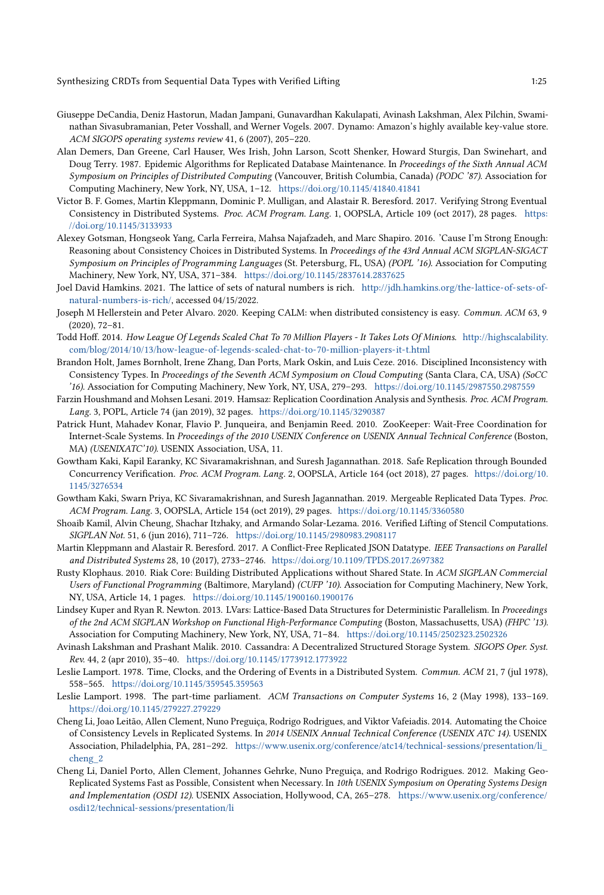Giuseppe DeCandia, Deniz Hastorun, Madan Jampani, Gunavardhan Kakulapati, Avinash Lakshman, Alex Pilchin, Swaminathan Sivasubramanian, Peter Vosshall, and Werner Vogels. 2007. Dynamo: Amazon's highly available key-value store. *ACM SIGOPS operating systems review* 41, 6 (2007), 205–220.

Alan Demers, Dan Greene, Carl Hauser, Wes Irish, John Larson, Scott Shenker, Howard Sturgis, Dan Swinehart, and Doug Terry. 1987. Epidemic Algorithms for Replicated Database Maintenance. In *Proceedings of the Sixth Annual ACM Symposium on Principles of Distributed Computing* (Vancouver, British Columbia, Canada) *(PODC '87)*. Association for Computing Machinery, New York, NY, USA, 1–12. https://doi.org/10.1145/41840.41841

Victor B. F. Gomes, Martin Kleppmann, Dominic P. Mulligan, and Alastair R. Beresford. 2017. Verifying Strong Eventual Consistency in Distributed Systems. *Proc. ACM Program. Lang.* 1, OOPSLA, Article 109 (oct 2017), 28 pages. https://doi.org/10.1145/3133933

Alexey Gotsman, Hongseok Yang, Carla Ferreira, Mahsa Najafzadeh, and Marc Shapiro. 2016. 'Cause I'm Strong Enough: Reasoning about Consistency Choices in Distributed Systems. In *Proceedings of the 43rd Annual ACM SIGPLAN-SIGACT Symposium on Principles of Programming Languages* (St. Petersburg, FL, USA) *(POPL '16)*. Association for Computing Machinery, New York, NY, USA, 371–384. https://doi.org/10.1145/2837614.2837625

Joel David Hamkins. 2021. The lattice of sets of natural numbers is rich. http://jdh.hamkins.org/the-lattice-of-sets-of-natural-numbers-is-rich/, accessed 04/15/2022.

Joseph M Hellerstein and Peter Alvaro. 2020. Keeping CALM: when distributed consistency is easy. *Commun. ACM* 63, 9 (2020), 72–81.

Todd Hoff. 2014. *How League Of Legends Scaled Chat To 70 Million Players - It Takes Lots Of Minions*. http://highscalability.com/blog/2014/10/13/how-league-of-legends-scaled-chat-to-70-million-players-it-t.html

Brandon Holt, James Bornholt, Irene Zhang, Dan Ports, Mark Oskin, and Luis Ceze. 2016. Disciplined Inconsistency with Consistency Types. In *Proceedings of the Seventh ACM Symposium on Cloud Computing* (Santa Clara, CA, USA) *(SoCC '16)*. Association for Computing Machinery, New York, NY, USA, 279–293. https://doi.org/10.1145/2987550.2987559

Farzin Houshmand and Mohsen Lesani. 2019. Hamsaz: Replication Coordination Analysis and Synthesis. *Proc. ACM Program. Lang.* 3, POPL, Article 74 (jan 2019), 32 pages. https://doi.org/10.1145/3290387

Patrick Hunt, Mahadev Konar, Flavio P. Junqueira, and Benjamin Reed. 2010. ZooKeeper: Wait-Free Coordination for Internet-Scale Systems. In *Proceedings of the 2010 USENIX Conference on USENIX Annual Technical Conference* (Boston, MA) *(USENIXATC'10)*. USENIX Association, USA, 11.

Gowtham Kaki, Kapil Earanky, KC Sivaramakrishnan, and Suresh Jagannathan. 2018. Safe Replication through Bounded Concurrency Verification. *Proc. ACM Program. Lang.* 2, OOPSLA, Article 164 (oct 2018), 27 pages. https://doi.org/10.1145/3276534

Gowtham Kaki, Swarn Priya, KC Sivaramakrishnan, and Suresh Jagannathan. 2019. Mergeable Replicated Data Types. *Proc. ACM Program. Lang.* 3, OOPSLA, Article 154 (oct 2019), 29 pages. https://doi.org/10.1145/3360580

Shoaib Kamil, Alvin Cheung, Shachar Itzhaky, and Armando Solar-Lezama. 2016. Verified Lifting of Stencil Computations. *SIGPLAN Not.* 51, 6 (jun 2016), 711–726. https://doi.org/10.1145/2980983.2908117

Martin Kleppmann and Alastair R. Beresford. 2017. A Conflict-Free Replicated JSON Datatype. *IEEE Transactions on Parallel and Distributed Systems* 28, 10 (2017), 2733–2746. https://doi.org/10.1109/TPDS.2017.2697382

Rusty Klophaus. 2010. Riak Core: Building Distributed Applications without Shared State. In *ACM SIGPLAN Commercial Users of Functional Programming* (Baltimore, Maryland) *(CUFP '10)*. Association for Computing Machinery, New York, NY, USA, Article 14, 1 pages. https://doi.org/10.1145/1900160.1900176

Lindsey Kuper and Ryan R. Newton. 2013. LVars: Lattice-Based Data Structures for Deterministic Parallelism. In *Proceedings of the 2nd ACM SIGPLAN Workshop on Functional High-Performance Computing* (Boston, Massachusetts, USA) *(FHPC '13)*. Association for Computing Machinery, New York, NY, USA, 71–84. https://doi.org/10.1145/2502323.2502326

Avinash Lakshman and Prashant Malik. 2010. Cassandra: A Decentralized Structured Storage System. *SIGOPS Oper. Syst. Rev.* 44, 2 (apr 2010), 35–40. https://doi.org/10.1145/1773912.1773922

Leslie Lamport. 1978. Time, Clocks, and the Ordering of Events in a Distributed System. *Commun. ACM* 21, 7 (jul 1978), 558–565. https://doi.org/10.1145/359545.359563

Leslie Lamport. 1998. The part-time parliament. *ACM Transactions on Computer Systems* 16, 2 (May 1998), 133–169. https://doi.org/10.1145/279227.279229

Cheng Li, Joao Leitão, Allen Clement, Nuno Preguiça, Rodrigo Rodrigues, and Viktor Vafeiadis. 2014. Automating the Choice of Consistency Levels in Replicated Systems. In *2014 USENIX Annual Technical Conference (USENIX ATC 14)*. USENIX Association, Philadelphia, PA, 281–292. https://www.usenix.org/conference/atc14/technical-sessions/presentation/li_cheng_2

Cheng Li, Daniel Porto, Allen Clement, Johannes Gehrke, Nuno Preguiça, and Rodrigo Rodrigues. 2012. Making Geo-Replicated Systems Fast as Possible, Consistent when Necessary. In *10th USENIX Symposium on Operating Systems Design and Implementation (OSDI 12)*. USENIX Association, Hollywood, CA, 265–278. https://www.usenix.org/conference/osdi12/technical-sessions/presentation/li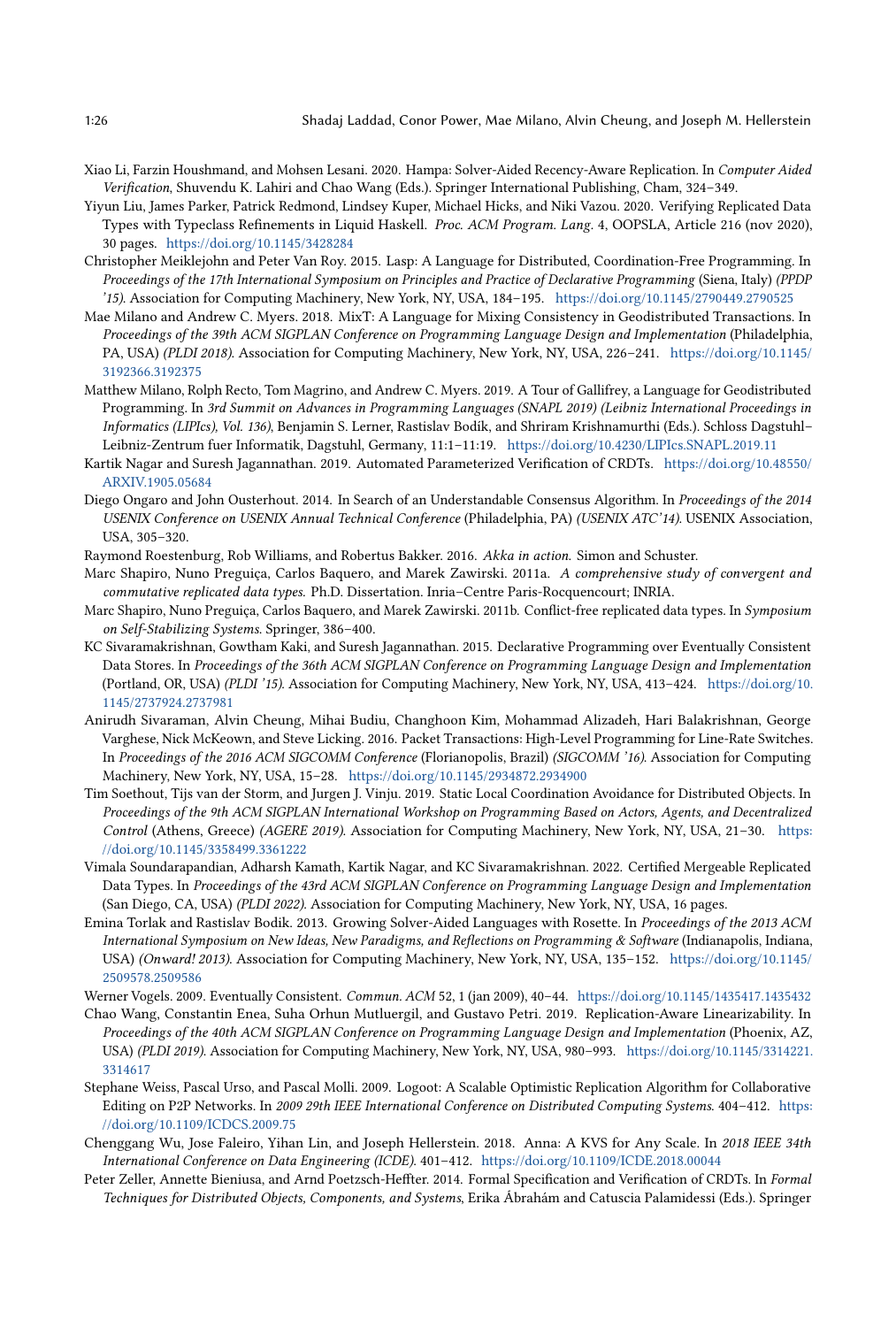Xiao Li, Farzin Houshmand, and Mohsen Lesani. 2020. Hampa: Solver-Aided Recency-Aware Replication. In *Computer Aided Verification*, Shuvendu K. Lahiri and Chao Wang (Eds.). Springer International Publishing, Cham, 324–349.

Yiyun Liu, James Parker, Patrick Redmond, Lindsey Kuper, Michael Hicks, and Niki Vazou. 2020. Verifying Replicated Data Types with Typeclass Refinements in Liquid Haskell. *Proc. ACM Program. Lang.* 4, OOPSLA, Article 216 (nov 2020), 30 pages. https://doi.org/10.1145/3428284

Christopher Meiklejohn and Peter Van Roy. 2015. Lasp: A Language for Distributed, Coordination-Free Programming. In *Proceedings of the 17th International Symposium on Principles and Practice of Declarative Programming* (Siena, Italy) *(PPDP '15)*. Association for Computing Machinery, New York, NY, USA, 184–195. https://doi.org/10.1145/2790449.2790525

Mae Milano and Andrew C. Myers. 2018. MixT: A Language for Mixing Consistency in Geodistributed Transactions. In *Proceedings of the 39th ACM SIGPLAN Conference on Programming Language Design and Implementation* (Philadelphia, PA, USA) *(PLDI 2018)*. Association for Computing Machinery, New York, NY, USA, 226–241. https://doi.org/10.1145/3192366.3192375

Matthew Milano, Rolph Recto, Tom Magrino, and Andrew C. Myers. 2019. A Tour of Gallifrey, a Language for Geodistributed Programming. In *3rd Summit on Advances in Programming Languages (SNAPL 2019) (Leibniz International Proceedings in Informatics (LIPIcs), Vol. 136)*, Benjamin S. Lerner, Rastislav Bodík, and Shriram Krishnamurthi (Eds.). Schloss Dagstuhl–Leibniz-Zentrum fuer Informatik, Dagstuhl, Germany, 11:1–11:19. https://doi.org/10.4230/LIPIcs.SNAPL.2019.11

Kartik Nagar and Suresh Jagannathan. 2019. Automated Parameterized Verification of CRDTs. https://doi.org/10.48550/ARXIV.1905.05684

Diego Ongaro and John Ousterhout. 2014. In Search of an Understandable Consensus Algorithm. In *Proceedings of the 2014 USENIX Conference on USENIX Annual Technical Conference* (Philadelphia, PA) *(USENIX ATC'14)*. USENIX Association, USA, 305–320.

Raymond Roestenburg, Rob Williams, and Robertus Bakker. 2016. *Akka in action.* Simon and Schuster.

Marc Shapiro, Nuno Preguiça, Carlos Baquero, and Marek Zawirski. 2011a. *A comprehensive study of convergent and commutative replicated data types.* Ph.D. Dissertation. Inria–Centre Paris-Rocquencourt; INRIA.

Marc Shapiro, Nuno Preguiça, Carlos Baquero, and Marek Zawirski. 2011b. Conflict-free replicated data types. In *Symposium on Self-Stabilizing Systems*. Springer, 386–400.

KC Sivaramakrishnan, Gowtham Kaki, and Suresh Jagannathan. 2015. Declarative Programming over Eventually Consistent Data Stores. In *Proceedings of the 36th ACM SIGPLAN Conference on Programming Language Design and Implementation* (Portland, OR, USA) *(PLDI '15)*. Association for Computing Machinery, New York, NY, USA, 413–424. https://doi.org/10.1145/2737924.2737981

Anirudh Sivaraman, Alvin Cheung, Mihai Budiu, Changhoon Kim, Mohammad Alizadeh, Hari Balakrishnan, George Varghese, Nick McKeown, and Steve Licking. 2016. Packet Transactions: High-Level Programming for Line-Rate Switches. In *Proceedings of the 2016 ACM SIGCOMM Conference* (Florianopolis, Brazil) *(SIGCOMM '16)*. Association for Computing Machinery, New York, NY, USA, 15–28. https://doi.org/10.1145/2934872.2934900

Tim Soethout, Tijs van der Storm, and Jurgen J. Vinju. 2019. Static Local Coordination Avoidance for Distributed Objects. In *Proceedings of the 9th ACM SIGPLAN International Workshop on Programming Based on Actors, Agents, and Decentralized Control* (Athens, Greece) *(AGERE 2019)*. Association for Computing Machinery, New York, NY, USA, 21–30. https://doi.org/10.1145/3358499.3361222

Vimala Soundarapandian, Adharsh Kamath, Kartik Nagar, and KC Sivaramakrishnan. 2022. Certified Mergeable Replicated Data Types. In *Proceedings of the 43rd ACM SIGPLAN Conference on Programming Language Design and Implementation* (San Diego, CA, USA) *(PLDI 2022)*. Association for Computing Machinery, New York, NY, USA, 16 pages.

Emina Torlak and Rastislav Bodik. 2013. Growing Solver-Aided Languages with Rosette. In *Proceedings of the 2013 ACM International Symposium on New Ideas, New Paradigms, and Reflections on Programming & Software* (Indianapolis, Indiana, USA) *(Onward! 2013)*. Association for Computing Machinery, New York, NY, USA, 135–152. https://doi.org/10.1145/2509578.2509586

Werner Vogels. 2009. Eventually Consistent. *Commun. ACM* 52, 1 (jan 2009), 40–44. https://doi.org/10.1145/1435417.1435432

Chao Wang, Constantin Enea, Suha Orhun Mutluergil, and Gustavo Petri. 2019. Replication-Aware Linearizability. In *Proceedings of the 40th ACM SIGPLAN Conference on Programming Language Design and Implementation* (Phoenix, AZ, USA) *(PLDI 2019)*. Association for Computing Machinery, New York, NY, USA, 980–993. https://doi.org/10.1145/3314221.3314617

Stephane Weiss, Pascal Urso, and Pascal Molli. 2009. Logoot: A Scalable Optimistic Replication Algorithm for Collaborative Editing on P2P Networks. In *2009 29th IEEE International Conference on Distributed Computing Systems*. 404–412. https://doi.org/10.1109/ICDCS.2009.75

Chenggang Wu, Jose Faleiro, Yihan Lin, and Joseph Hellerstein. 2018. Anna: A KVS for Any Scale. In *2018 IEEE 34th International Conference on Data Engineering (ICDE)*. 401–412. https://doi.org/10.1109/ICDE.2018.00044

Peter Zeller, Annette Bieniusa, and Arnd Poetzsch-Heffter. 2014. Formal Specification and Verification of CRDTs. In *Formal Techniques for Distributed Objects, Components, and Systems*, Erika Ábrahám and Catuscia Palamidessi (Eds.). Springer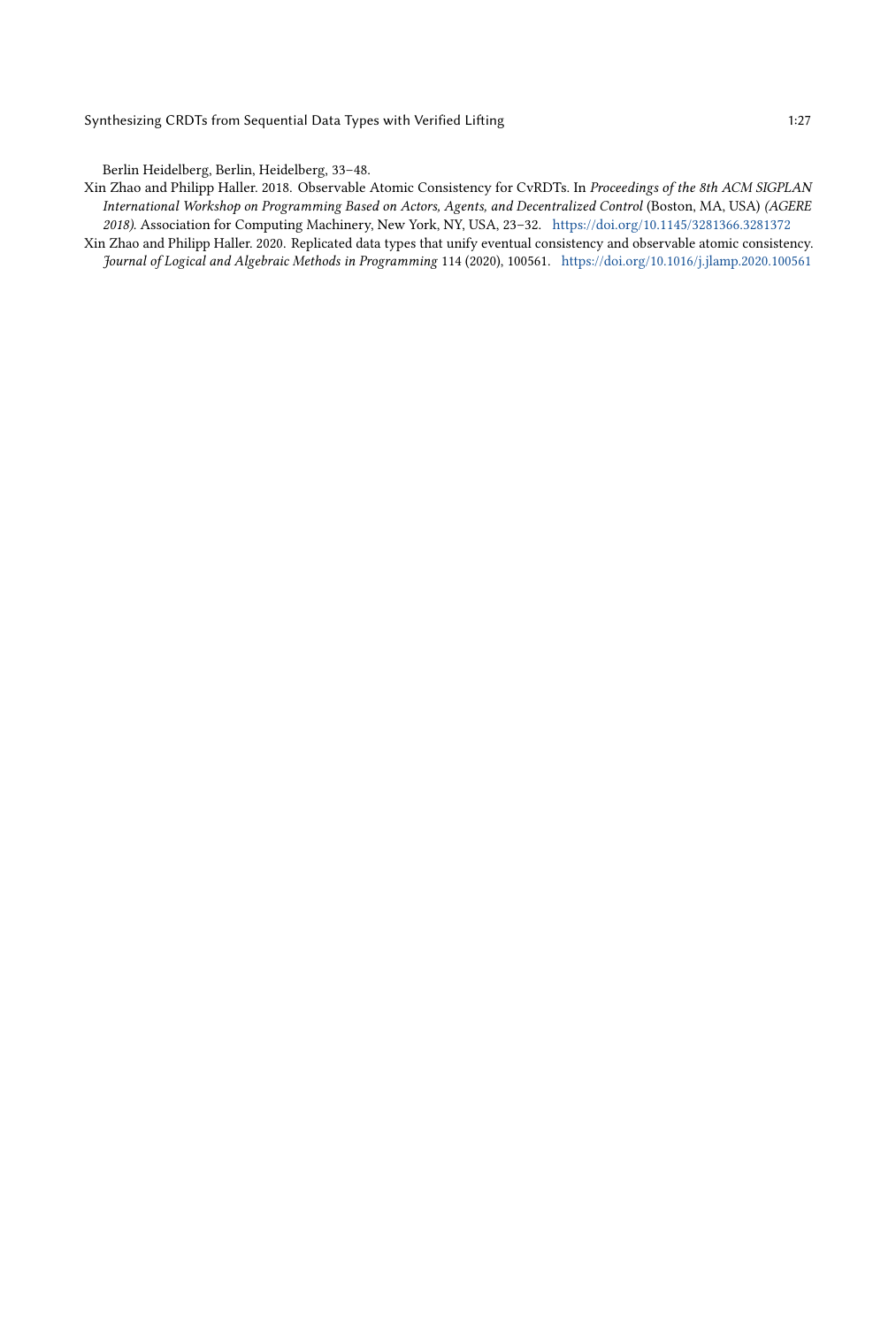Berlin Heidelberg, Berlin, Heidelberg, 33–48.

Xin Zhao and Philipp Haller. 2018. Observable Atomic Consistency for CvRDTs. In *Proceedings of the 8th ACM SIGPLAN International Workshop on Programming Based on Actors, Agents, and Decentralized Control* (Boston, MA, USA) *(AGERE 2018)*. Association for Computing Machinery, New York, NY, USA, 23–32. https://doi.org/10.1145/3281366.3281372

Xin Zhao and Philipp Haller. 2020. Replicated data types that unify eventual consistency and observable atomic consistency. *Journal of Logical and Algebraic Methods in Programming* 114 (2020), 100561. https://doi.org/10.1016/j.jlamp.2020.100561